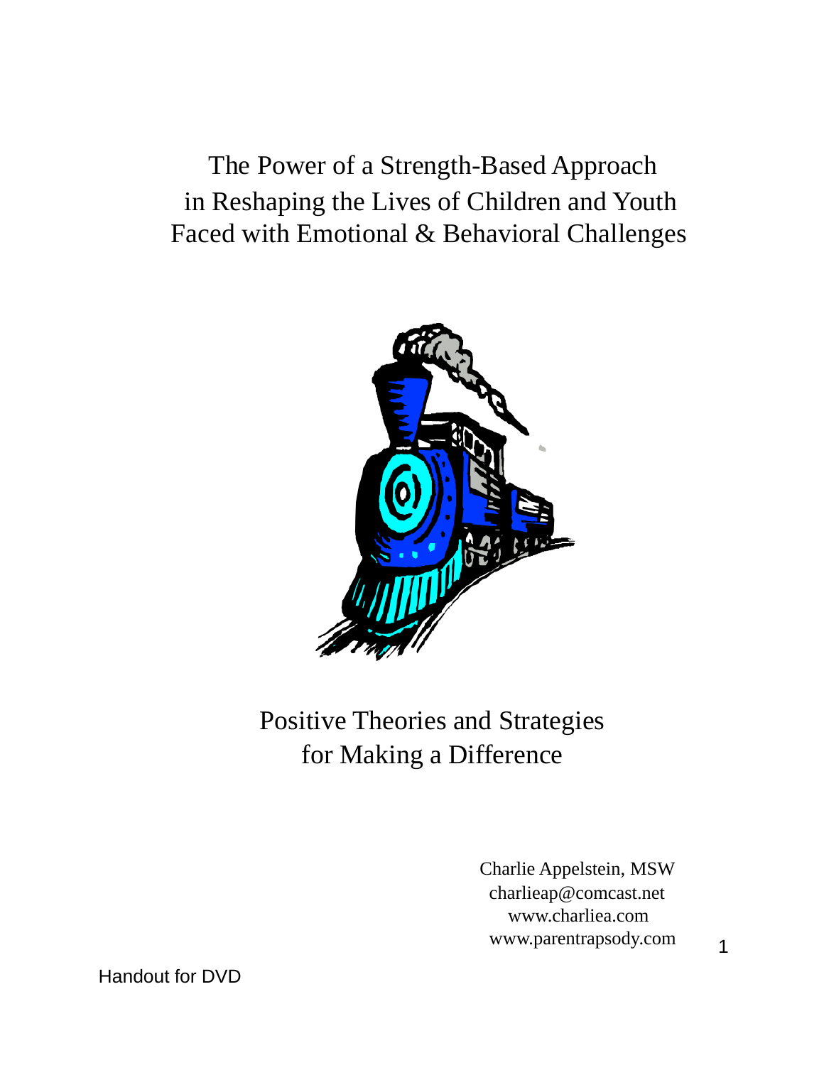# The Power of a Strength-Based Approach in Reshaping the Lives of Children and Youth Faced with Emotional & Behavioral Challenges

## Positive Theories and Strategies for Making a Difference

Charlie Appelstein, MSW
charlieap@comcast.net
www.charliea.com
www.parentrapsody.com

Handout for DVD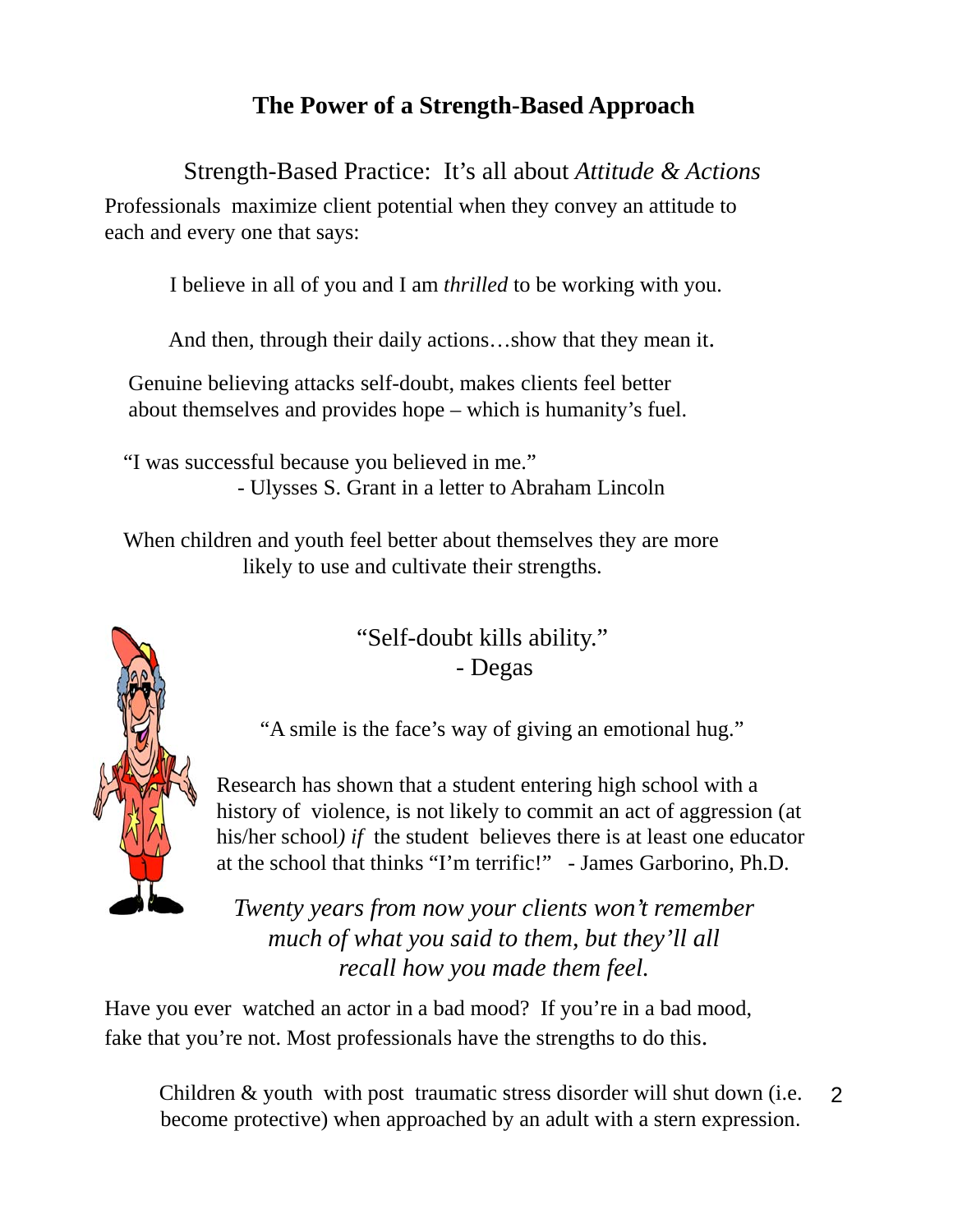# The Power of a Strength-Based Approach

Strength-Based Practice: It's all about *Attitude & Actions*

Professionals maximize client potential when they convey an attitude to each and every one that says:

I believe in all of you and I am *thrilled* to be working with you.

And then, through their daily actions…show that they mean it.

Genuine believing attacks self-doubt, makes clients feel better about themselves and provides hope – which is humanity's fuel.

"I was successful because you believed in me."
- Ulysses S. Grant in a letter to Abraham Lincoln

When children and youth feel better about themselves they are more likely to use and cultivate their strengths.

"Self-doubt kills ability."
- Degas

"A smile is the face's way of giving an emotional hug."

Research has shown that a student entering high school with a history of violence, is not likely to commit an act of aggression (at his/her school*) if* the student believes there is at least one educator at the school that thinks "I'm terrific!" - James Garborino, Ph.D.

*Twenty years from now your clients won't remember much of what you said to them, but they'll all recall how you made them feel.*

Have you ever watched an actor in a bad mood? If you're in a bad mood, fake that you're not. Most professionals have the strengths to do this.

Children & youth with post traumatic stress disorder will shut down (i.e. become protective) when approached by an adult with a stern expression.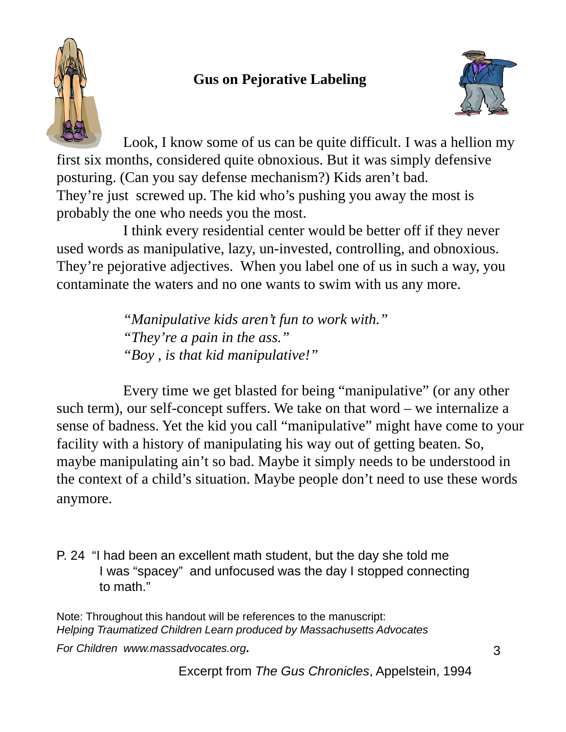## Gus on Pejorative Labeling

Look, I know some of us can be quite difficult. I was a hellion my first six months, considered quite obnoxious. But it was simply defensive posturing. (Can you say defense mechanism?) Kids aren't bad. They're just screwed up. The kid who's pushing you away the most is probably the one who needs you the most.

I think every residential center would be better off if they never used words as manipulative, lazy, un-invested, controlling, and obnoxious. They're pejorative adjectives. When you label one of us in such a way, you contaminate the waters and no one wants to swim with us any more.

> *"Manipulative kids aren't fun to work with."*
> *"They're a pain in the ass."*
> *"Boy , is that kid manipulative!"*

Every time we get blasted for being "manipulative" (or any other such term), our self-concept suffers. We take on that word – we internalize a sense of badness. Yet the kid you call "manipulative" might have come to your facility with a history of manipulating his way out of getting beaten. So, maybe manipulating ain't so bad. Maybe it simply needs to be understood in the context of a child's situation. Maybe people don't need to use these words anymore.

P. 24 "I had been an excellent math student, but the day she told me I was "spacey" and unfocused was the day I stopped connecting to math."

Note: Throughout this handout will be references to the manuscript: *Helping Traumatized Children Learn produced by Massachusetts Advocates For Children www.massadvocates.org.*

Excerpt from *The Gus Chronicles*, Appelstein, 1994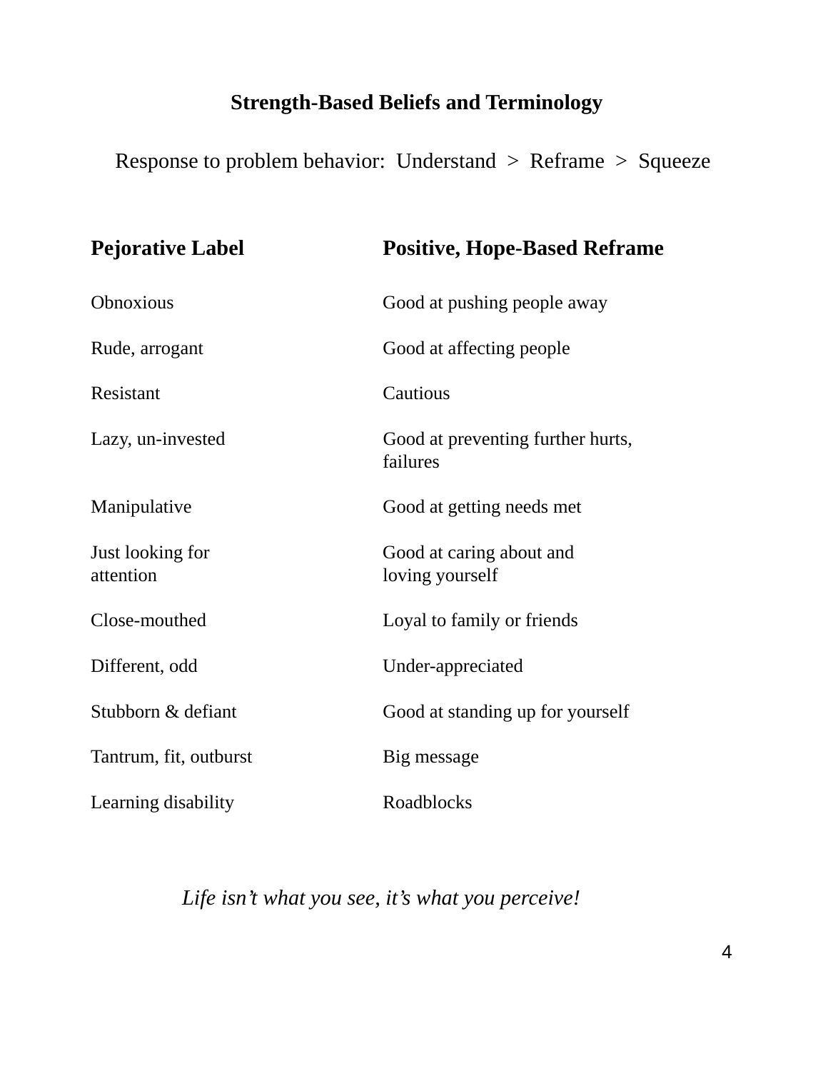## Strength-Based Beliefs and Terminology

Response to problem behavior: Understand > Reframe > Squeeze

| **Pejorative Label** | **Positive, Hope-Based Reframe** |
| --- | --- |
| Obnoxious | Good at pushing people away |
| Rude, arrogant | Good at affecting people |
| Resistant | Cautious |
| Lazy, un-invested | Good at preventing further hurts, failures |
| Manipulative | Good at getting needs met |
| Just looking for attention | Good at caring about and loving yourself |
| Close-mouthed | Loyal to family or friends |
| Different, odd | Under-appreciated |
| Stubborn & defiant | Good at standing up for yourself |
| Tantrum, fit, outburst | Big message |
| Learning disability | Roadblocks |

*Life isn't what you see, it's what you perceive!*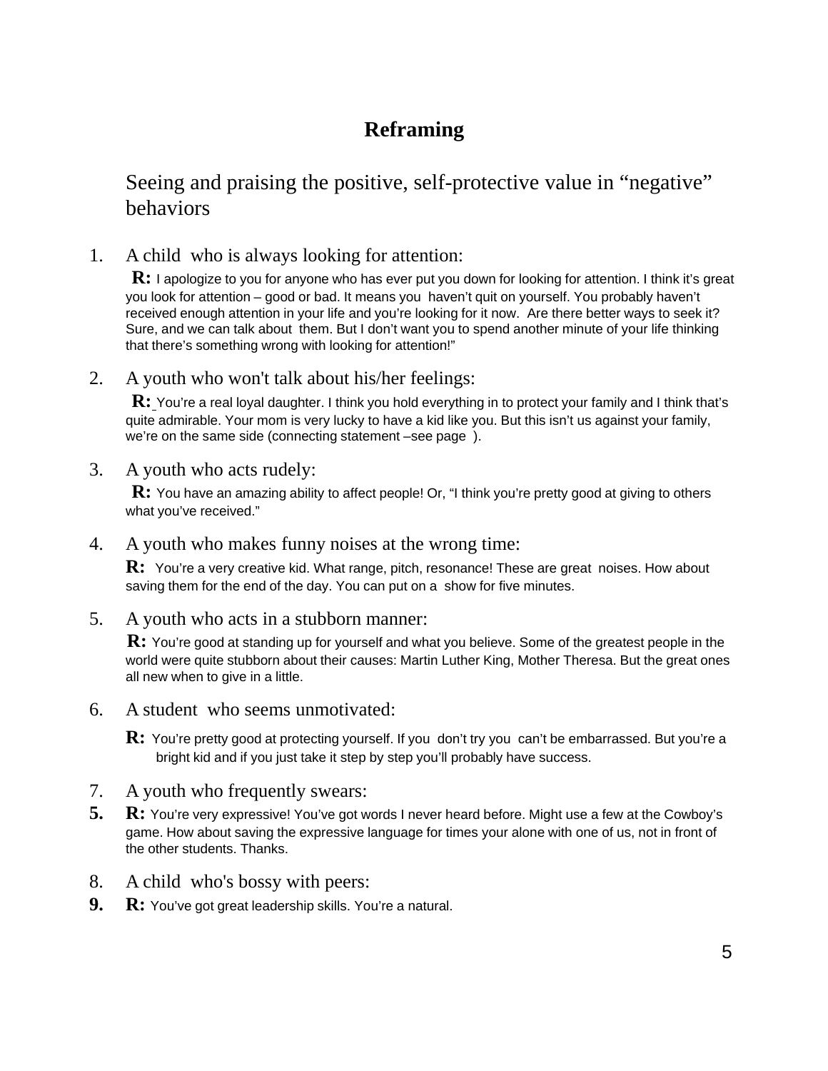## Reframing

Seeing and praising the positive, self-protective value in "negative" behaviors

1. A child who is always looking for attention:

   **R:** I apologize to you for anyone who has ever put you down for looking for attention. I think it's great you look for attention – good or bad. It means you haven't quit on yourself. You probably haven't received enough attention in your life and you're looking for it now. Are there better ways to seek it? Sure, and we can talk about them. But I don't want you to spend another minute of your life thinking that there's something wrong with looking for attention!"

2. A youth who won't talk about his/her feelings:

   **R:** You're a real loyal daughter. I think you hold everything in to protect your family and I think that's quite admirable. Your mom is very lucky to have a kid like you. But this isn't us against your family, we're on the same side (connecting statement –see page ).

3. A youth who acts rudely:

   **R:** You have an amazing ability to affect people! Or, "I think you're pretty good at giving to others what you've received."

4. A youth who makes funny noises at the wrong time:

   **R:** You're a very creative kid. What range, pitch, resonance! These are great noises. How about saving them for the end of the day. You can put on a show for five minutes.

5. A youth who acts in a stubborn manner:

   **R:** You're good at standing up for yourself and what you believe. Some of the greatest people in the world were quite stubborn about their causes: Martin Luther King, Mother Theresa. But the great ones all new when to give in a little.

6. A student who seems unmotivated:

   **R:** You're pretty good at protecting yourself. If you don't try you can't be embarrassed. But you're a bright kid and if you just take it step by step you'll probably have success.

7. A youth who frequently swears:

   **R:** You're very expressive! You've got words I never heard before. Might use a few at the Cowboy's game. How about saving the expressive language for times your alone with one of us, not in front of the other students. Thanks.

8. A child who's bossy with peers:

   **R:** You've got great leadership skills. You're a natural.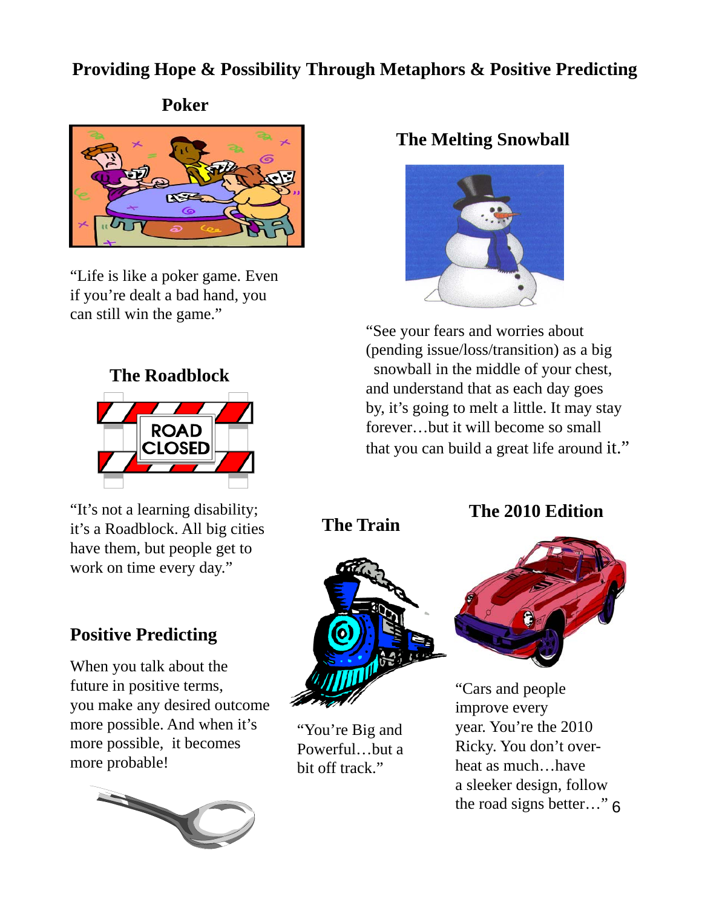# Providing Hope & Possibility Through Metaphors & Positive Predicting

## Poker

"Life is like a poker game. Even if you're dealt a bad hand, you can still win the game."

## The Melting Snowball

"See your fears and worries about (pending issue/loss/transition) as a big snowball in the middle of your chest, and understand that as each day goes by, it's going to melt a little. It may stay forever…but it will become so small that you can build a great life around it."

## The Roadblock

"It's not a learning disability; it's a Roadblock. All big cities have them, but people get to work on time every day."

## Positive Predicting

When you talk about the future in positive terms, you make any desired outcome more possible. And when it's more possible, it becomes more probable!

## The Train

"You're Big and Powerful…but a bit off track."

## The 2010 Edition

"Cars and people improve every year. You're the 2010 Ricky. You don't over-heat as much…have a sleeker design, follow the road signs better…"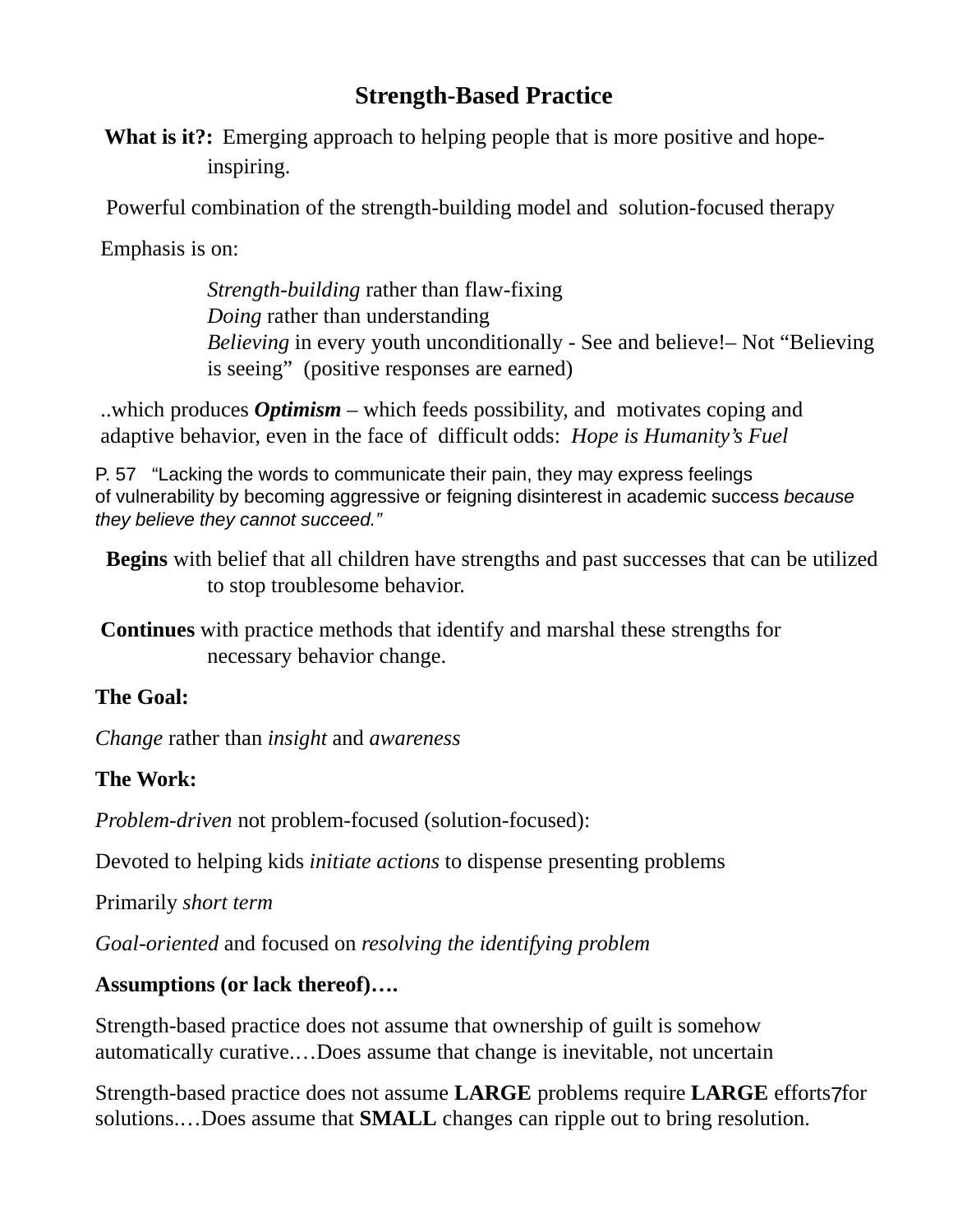# Strength-Based Practice

**What is it?:** Emerging approach to helping people that is more positive and hope-inspiring.

Powerful combination of the strength-building model and solution-focused therapy

Emphasis is on:

*Strength-building* rather than flaw-fixing
*Doing* rather than understanding
*Believing* in every youth unconditionally - See and believe!– Not "Believing is seeing" (positive responses are earned)

..which produces ***Optimism*** – which feeds possibility, and motivates coping and adaptive behavior, even in the face of difficult odds: *Hope is Humanity's Fuel*

P. 57 "Lacking the words to communicate their pain, they may express feelings of vulnerability by becoming aggressive or feigning disinterest in academic success *because they believe they cannot succeed."*

**Begins** with belief that all children have strengths and past successes that can be utilized to stop troublesome behavior.

**Continues** with practice methods that identify and marshal these strengths for necessary behavior change.

**The Goal:**

*Change* rather than *insight* and *awareness*

**The Work:**

*Problem-driven* not problem-focused (solution-focused):

Devoted to helping kids *initiate actions* to dispense presenting problems

Primarily *short term*

*Goal-oriented* and focused on *resolving the identifying problem*

**Assumptions (or lack thereof)….**

Strength-based practice does not assume that ownership of guilt is somehow automatically curative.…Does assume that change is inevitable, not uncertain

Strength-based practice does not assume **LARGE** problems require **LARGE** efforts for solutions.…Does assume that **SMALL** changes can ripple out to bring resolution.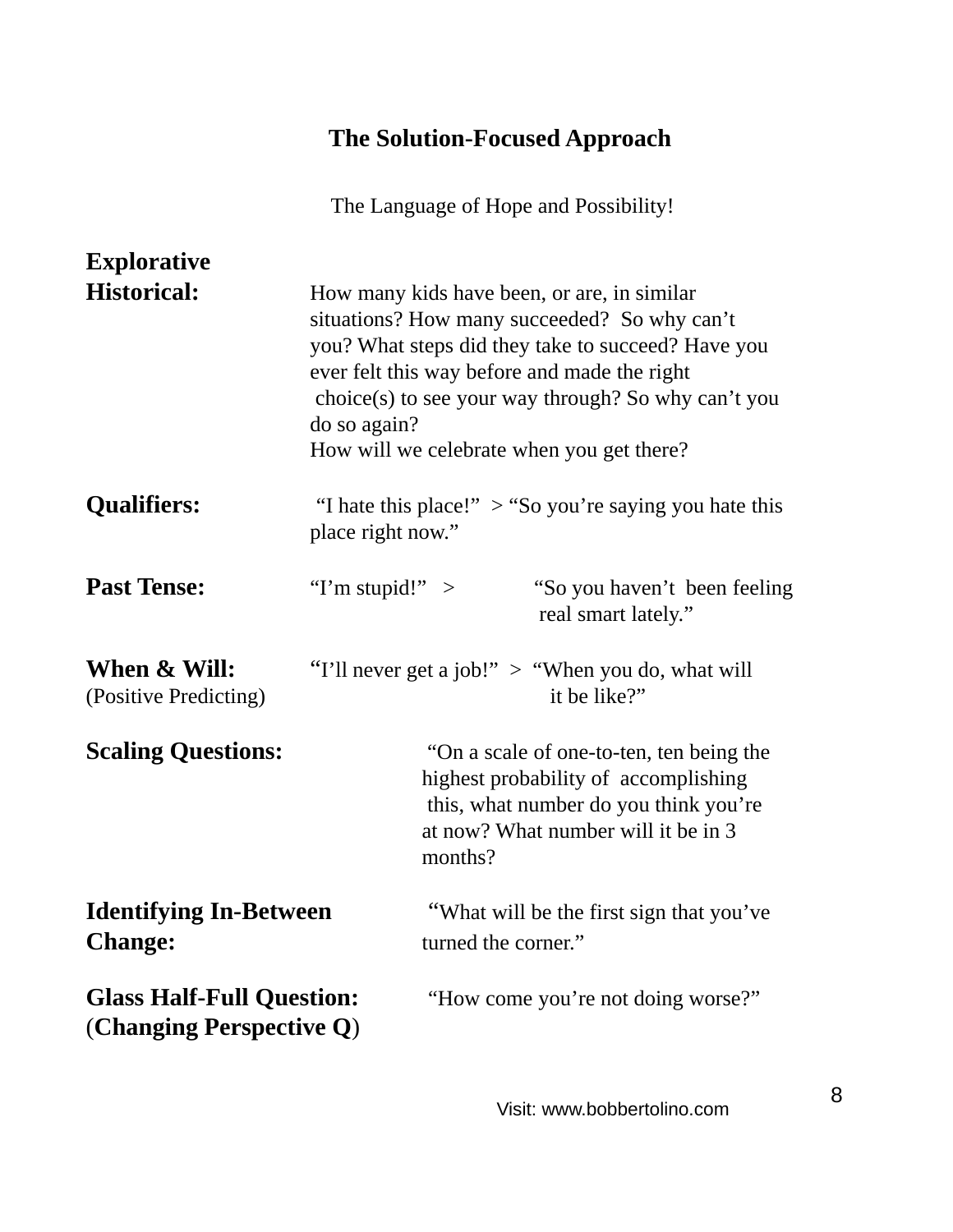# The Solution-Focused Approach

The Language of Hope and Possibility!

**Explorative Historical:** How many kids have been, or are, in similar situations? How many succeeded? So why can't you? What steps did they take to succeed? Have you ever felt this way before and made the right choice(s) to see your way through? So why can't you do so again?
How will we celebrate when you get there?

**Qualifiers:** "I hate this place!" > "So you're saying you hate this place right now."

**Past Tense:** "I'm stupid!" > "So you haven't been feeling real smart lately."

**When & Will:** (Positive Predicting) "I'll never get a job!" > "When you do, what will it be like?"

**Scaling Questions:** "On a scale of one-to-ten, ten being the highest probability of accomplishing this, what number do you think you're at now? What number will it be in 3 months?

**Identifying In-Between Change:** "What will be the first sign that you've turned the corner."

**Glass Half-Full Question:** (**Changing Perspective Q**) "How come you're not doing worse?"

Visit: www.bobbertolino.com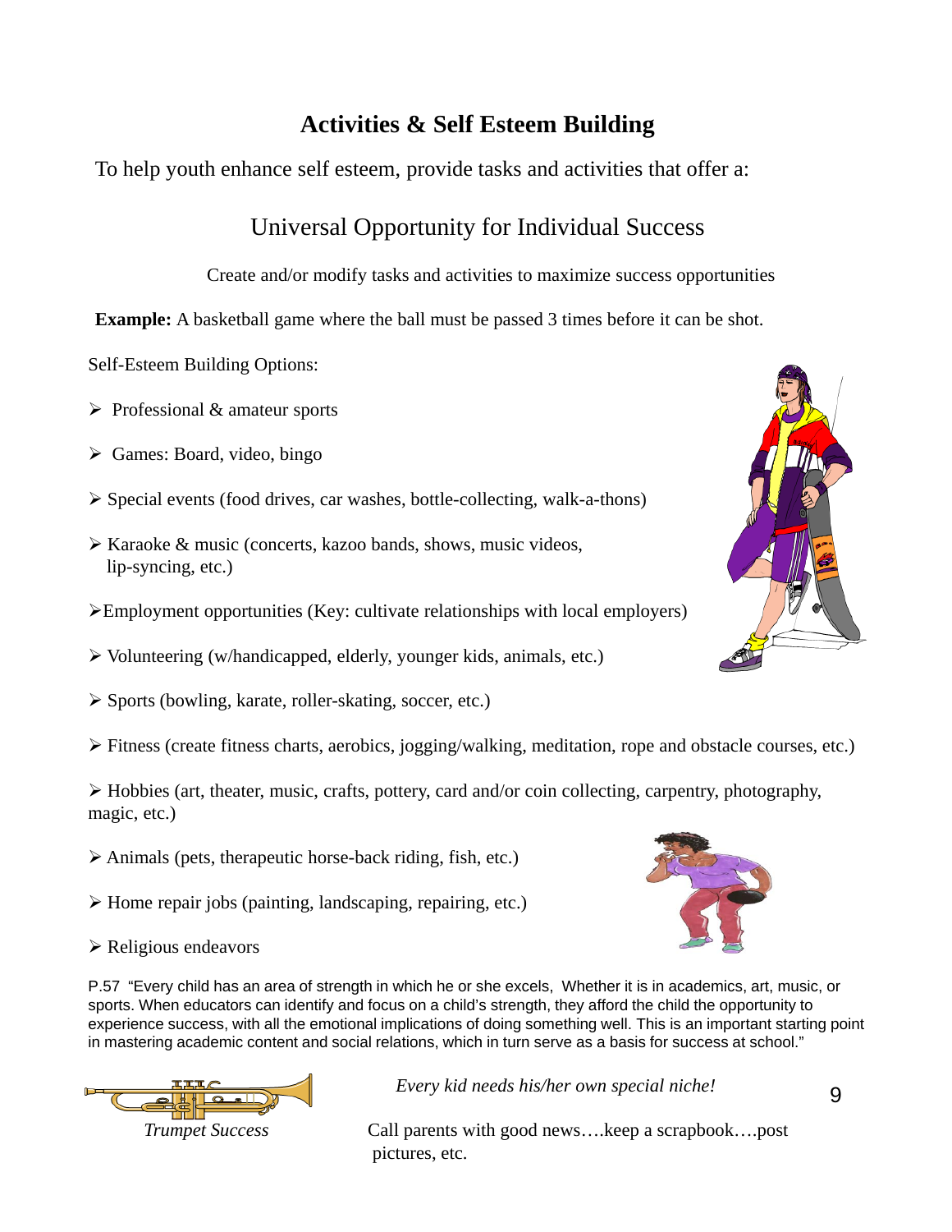# Activities & Self Esteem Building

To help youth enhance self esteem, provide tasks and activities that offer a:

## Universal Opportunity for Individual Success

Create and/or modify tasks and activities to maximize success opportunities

**Example:** A basketball game where the ball must be passed 3 times before it can be shot.

Self-Esteem Building Options:

- Professional & amateur sports
- Games: Board, video, bingo
- Special events (food drives, car washes, bottle-collecting, walk-a-thons)
- Karaoke & music (concerts, kazoo bands, shows, music videos, lip-syncing, etc.)
- Employment opportunities (Key: cultivate relationships with local employers)
- Volunteering (w/handicapped, elderly, younger kids, animals, etc.)
- Sports (bowling, karate, roller-skating, soccer, etc.)
- Fitness (create fitness charts, aerobics, jogging/walking, meditation, rope and obstacle courses, etc.)
- Hobbies (art, theater, music, crafts, pottery, card and/or coin collecting, carpentry, photography, magic, etc.)
- Animals (pets, therapeutic horse-back riding, fish, etc.)
- Home repair jobs (painting, landscaping, repairing, etc.)
- Religious endeavors

P.57 "Every child has an area of strength in which he or she excels, Whether it is in academics, art, music, or sports. When educators can identify and focus on a child's strength, they afford the child the opportunity to experience success, with all the emotional implications of doing something well. This is an important starting point in mastering academic content and social relations, which in turn serve as a basis for success at school."

*Every kid needs his/her own special niche!*

*Trumpet Success*

Call parents with good news….keep a scrapbook….post pictures, etc.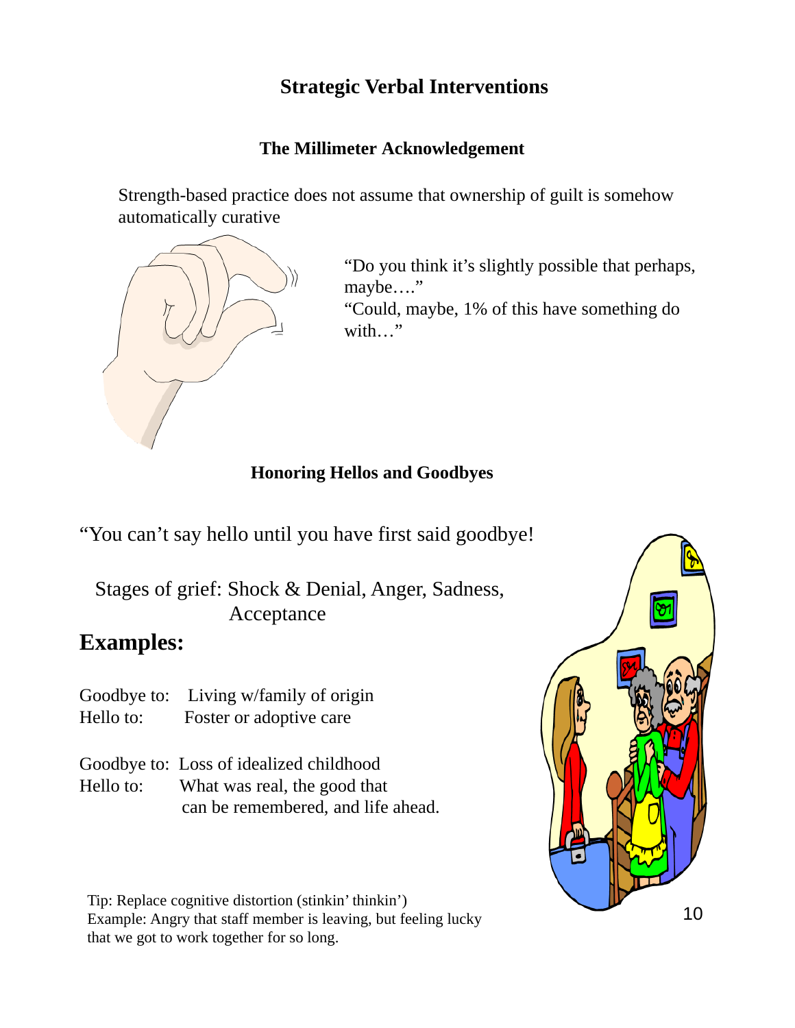# Strategic Verbal Interventions

## The Millimeter Acknowledgement

Strength-based practice does not assume that ownership of guilt is somehow automatically curative

"Do you think it's slightly possible that perhaps, maybe…."
"Could, maybe, 1% of this have something do with…"

## Honoring Hellos and Goodbyes

"You can't say hello until you have first said goodbye!

Stages of grief: Shock & Denial, Anger, Sadness, Acceptance

## Examples:

Goodbye to: Living w/family of origin
Hello to: Foster or adoptive care

Goodbye to: Loss of idealized childhood
Hello to: What was real, the good that can be remembered, and life ahead.

Tip: Replace cognitive distortion (stinkin' thinkin')
Example: Angry that staff member is leaving, but feeling lucky that we got to work together for so long.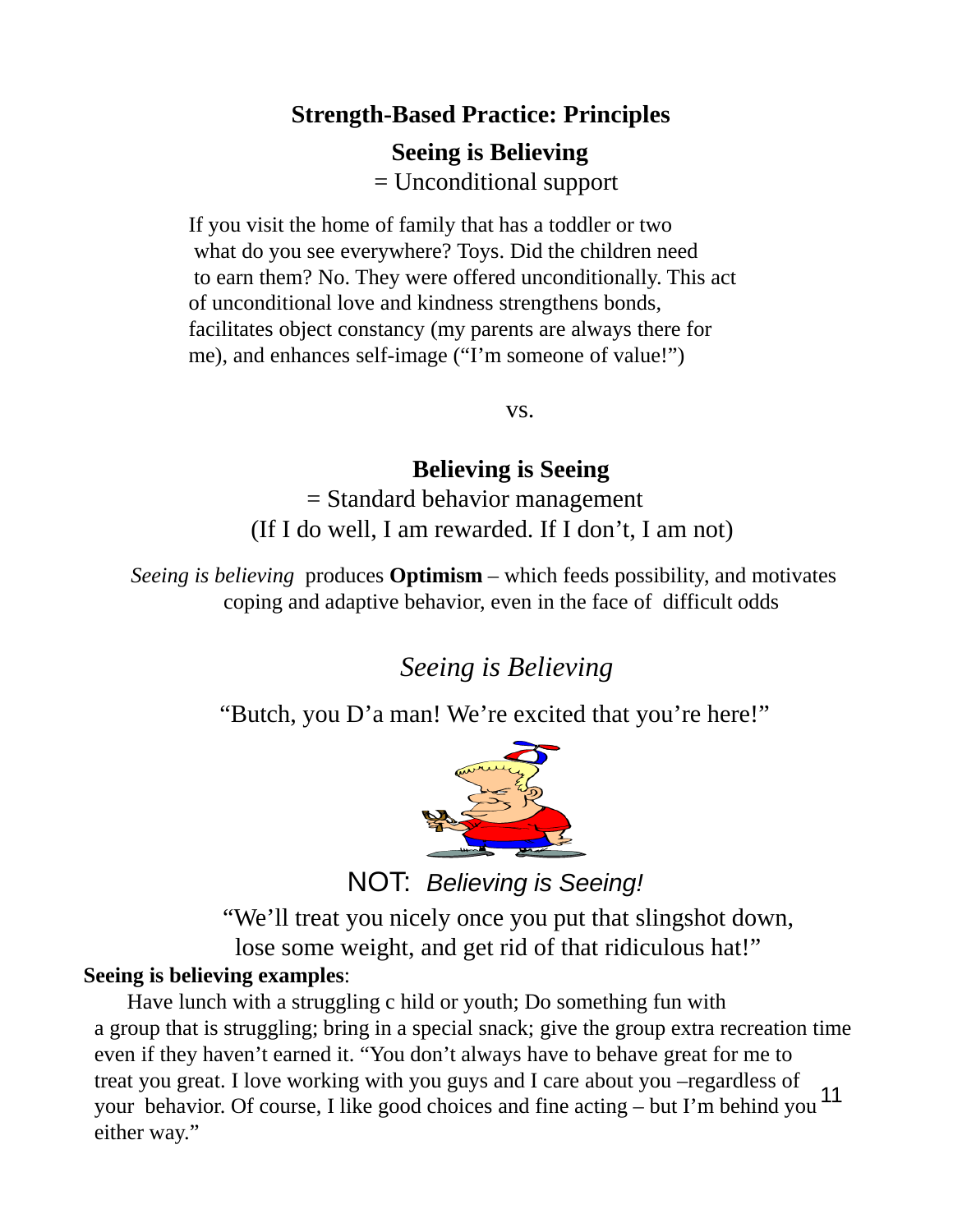## Strength-Based Practice: Principles

### Seeing is Believing

= Unconditional support

If you visit the home of family that has a toddler or two what do you see everywhere? Toys. Did the children need to earn them? No. They were offered unconditionally. This act of unconditional love and kindness strengthens bonds, facilitates object constancy (my parents are always there for me), and enhances self-image ("I'm someone of value!")

vs.

### Believing is Seeing

= Standard behavior management
(If I do well, I am rewarded. If I don't, I am not)

*Seeing is believing* produces **Optimism** – which feeds possibility, and motivates coping and adaptive behavior, even in the face of difficult odds

*Seeing is Believing*

"Butch, you D'a man! We're excited that you're here!"

NOT: *Believing is Seeing!*

"We'll treat you nicely once you put that slingshot down, lose some weight, and get rid of that ridiculous hat!"

**Seeing is believing examples**:

Have lunch with a struggling c hild or youth; Do something fun with a group that is struggling; bring in a special snack; give the group extra recreation time even if they haven't earned it. "You don't always have to behave great for me to treat you great. I love working with you guys and I care about you –regardless of your behavior. Of course, I like good choices and fine acting – but I'm behind you either way."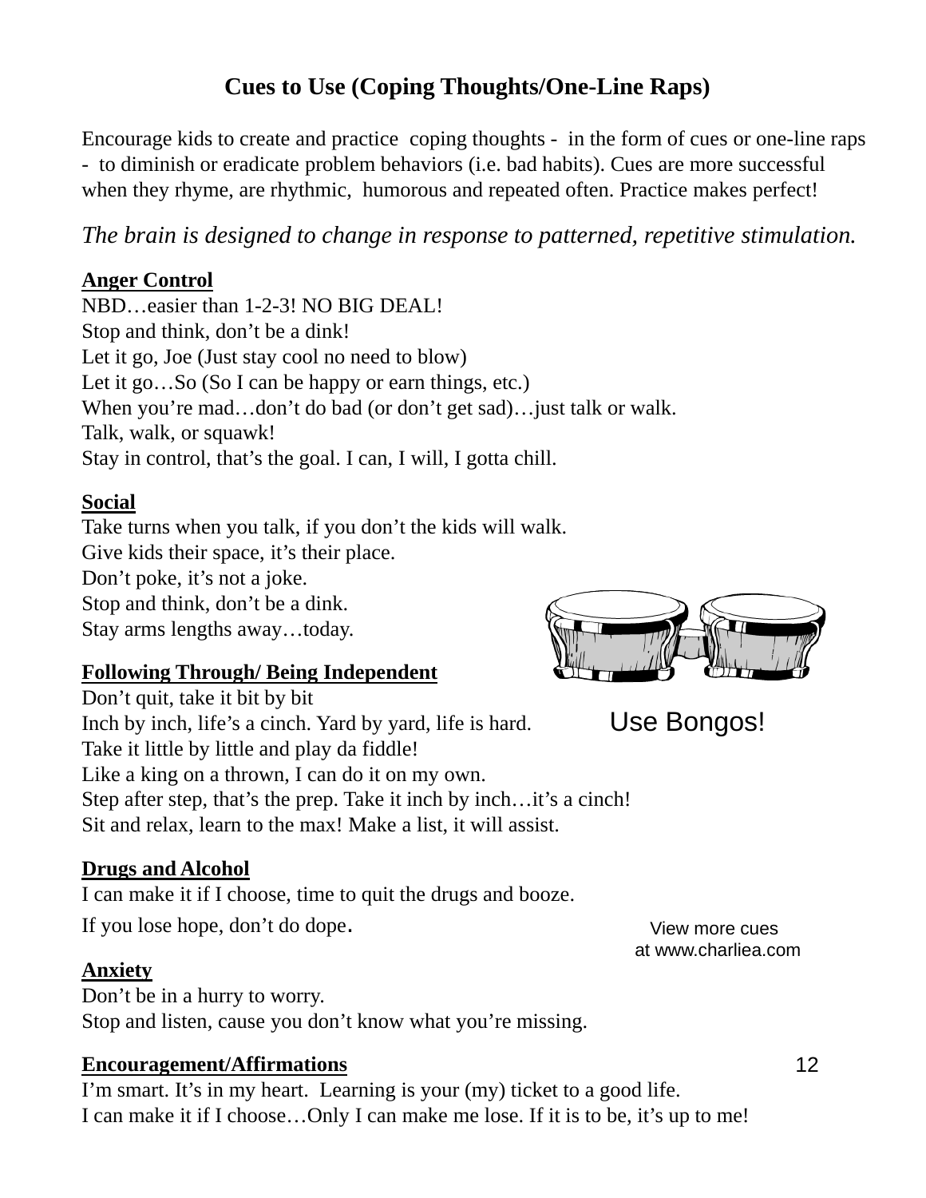# Cues to Use (Coping Thoughts/One-Line Raps)

Encourage kids to create and practice coping thoughts - in the form of cues or one-line raps - to diminish or eradicate problem behaviors (i.e. bad habits). Cues are more successful when they rhyme, are rhythmic, humorous and repeated often. Practice makes perfect!

*The brain is designed to change in response to patterned, repetitive stimulation.*

**Anger Control**

NBD…easier than 1-2-3! NO BIG DEAL!
Stop and think, don't be a dink!
Let it go, Joe (Just stay cool no need to blow)
Let it go…So (So I can be happy or earn things, etc.)
When you're mad…don't do bad (or don't get sad)…just talk or walk.
Talk, walk, or squawk!
Stay in control, that's the goal. I can, I will, I gotta chill.

**Social**

Take turns when you talk, if you don't the kids will walk.
Give kids their space, it's their place.
Don't poke, it's not a joke.
Stop and think, don't be a dink.
Stay arms lengths away…today.

Use Bongos!

**Following Through/ Being Independent**

Don't quit, take it bit by bit
Inch by inch, life's a cinch. Yard by yard, life is hard.
Take it little by little and play da fiddle!
Like a king on a thrown, I can do it on my own.
Step after step, that's the prep. Take it inch by inch…it's a cinch!
Sit and relax, learn to the max! Make a list, it will assist.

**Drugs and Alcohol**

I can make it if I choose, time to quit the drugs and booze.
If you lose hope, don't do dope.

View more cues at www.charliea.com

**Anxiety**

Don't be in a hurry to worry.
Stop and listen, cause you don't know what you're missing.

**Encouragement/Affirmations**

I'm smart. It's in my heart. Learning is your (my) ticket to a good life.
I can make it if I choose…Only I can make me lose. If it is to be, it's up to me!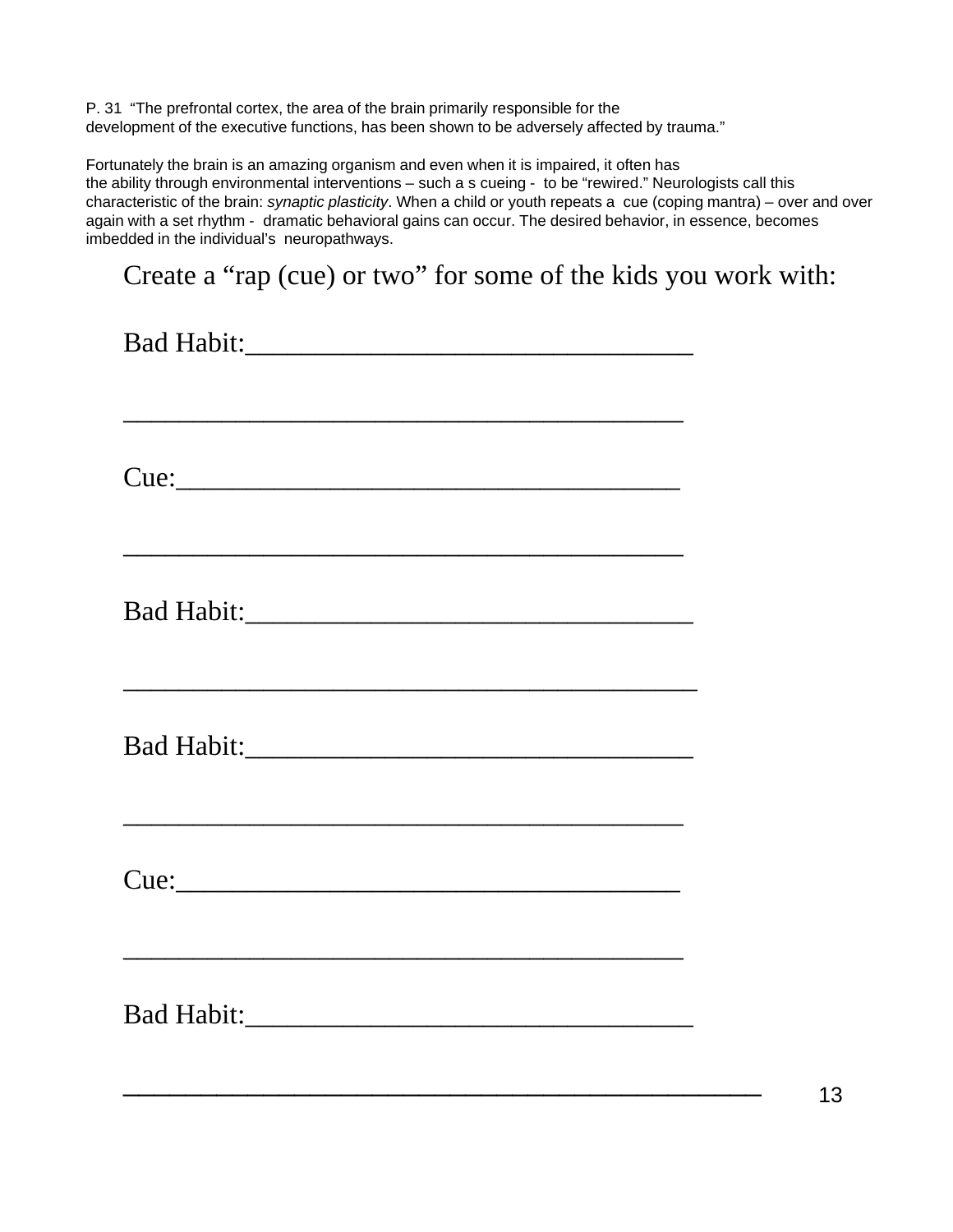P. 31 "The prefrontal cortex, the area of the brain primarily responsible for the development of the executive functions, has been shown to be adversely affected by trauma."

Fortunately the brain is an amazing organism and even when it is impaired, it often has the ability through environmental interventions – such a s cueing - to be "rewired." Neurologists call this characteristic of the brain: *synaptic plasticity*. When a child or youth repeats a cue (coping mantra) – over and over again with a set rhythm - dramatic behavioral gains can occur. The desired behavior, in essence, becomes imbedded in the individual's neuropathways.

Create a "rap (cue) or two" for some of the kids you work with:

Bad Habit:________________________________

__________________________________________

Cue:_____________________________________

__________________________________________

Bad Habit:________________________________

__________________________________________

Bad Habit:________________________________

__________________________________________

Cue:_____________________________________

__________________________________________

Bad Habit:________________________________

__________________________________________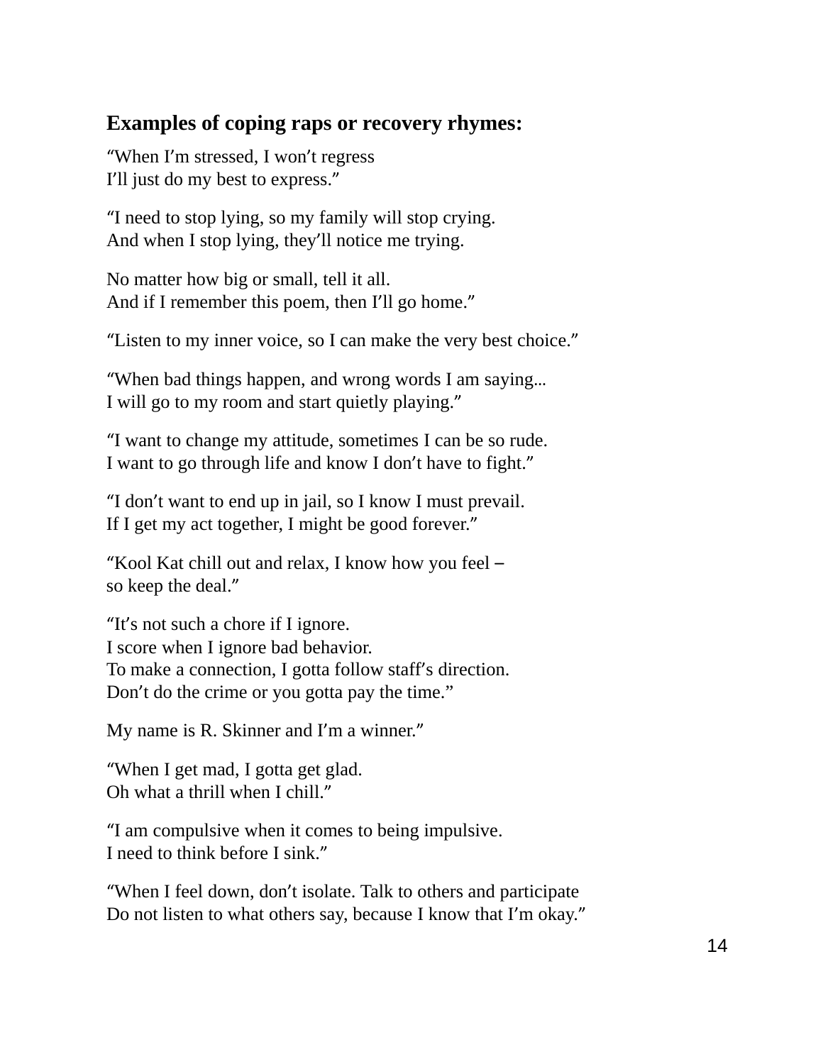### Examples of coping raps or recovery rhymes:

"When I'm stressed, I won't regress  
I'll just do my best to express."

"I need to stop lying, so my family will stop crying.  
And when I stop lying, they'll notice me trying.

No matter how big or small, tell it all.  
And if I remember this poem, then I'll go home."

"Listen to my inner voice, so I can make the very best choice."

"When bad things happen, and wrong words I am saying…  
I will go to my room and start quietly playing."

"I want to change my attitude, sometimes I can be so rude.  
I want to go through life and know I don't have to fight."

"I don't want to end up in jail, so I know I must prevail.  
If I get my act together, I might be good forever."

"Kool Kat chill out and relax, I know how you feel –  
so keep the deal."

"It's not such a chore if I ignore.  
I score when I ignore bad behavior.  
To make a connection, I gotta follow staff's direction.  
Don't do the crime or you gotta pay the time."

My name is R. Skinner and I'm a winner."

"When I get mad, I gotta get glad.  
Oh what a thrill when I chill."

"I am compulsive when it comes to being impulsive.  
I need to think before I sink."

"When I feel down, don't isolate. Talk to others and participate  
Do not listen to what others say, because I know that I'm okay."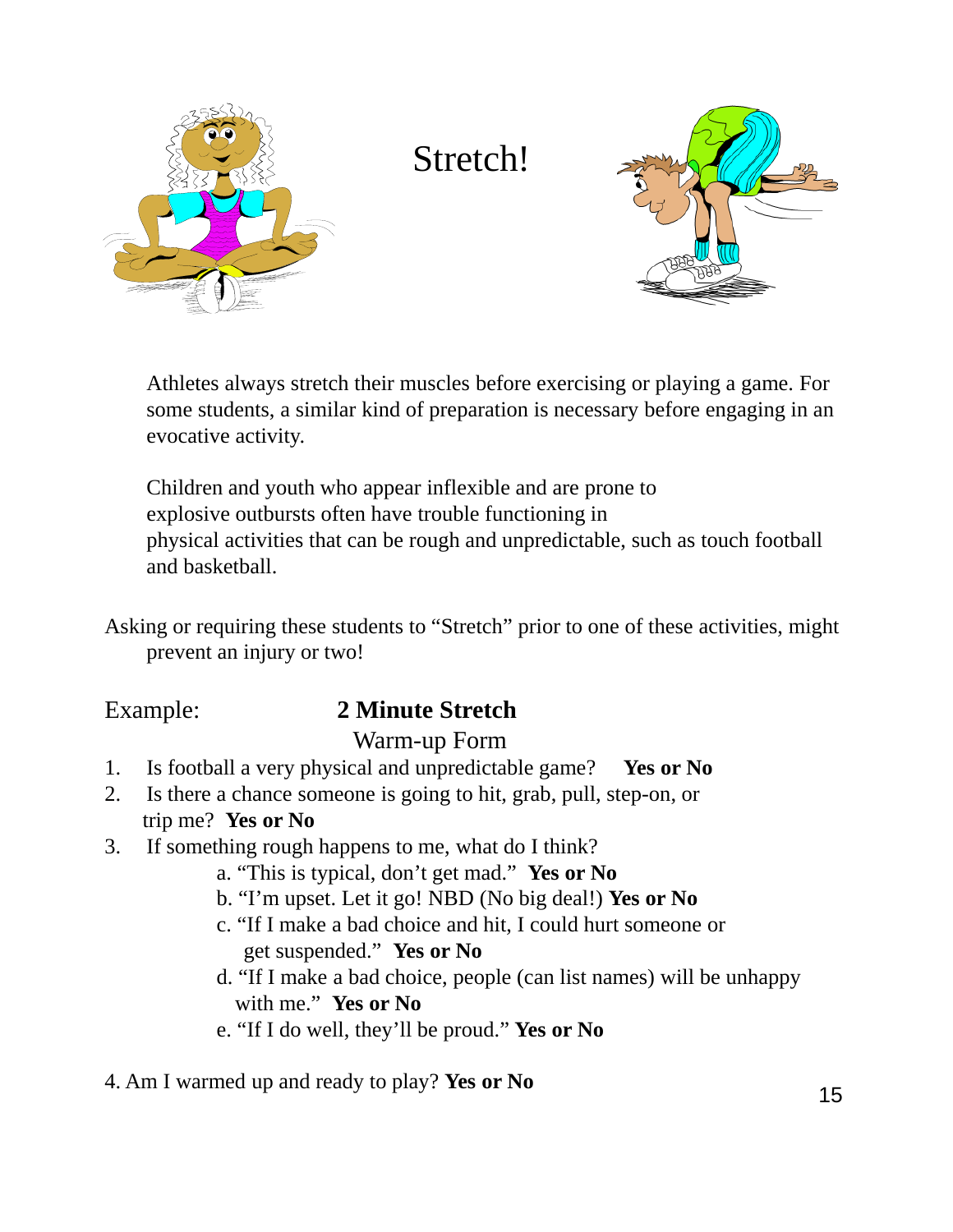# Stretch!

Athletes always stretch their muscles before exercising or playing a game. For some students, a similar kind of preparation is necessary before engaging in an evocative activity.

Children and youth who appear inflexible and are prone to explosive outbursts often have trouble functioning in physical activities that can be rough and unpredictable, such as touch football and basketball.

Asking or requiring these students to "Stretch" prior to one of these activities, might prevent an injury or two!

Example: **2 Minute Stretch**

Warm-up Form

1. Is football a very physical and unpredictable game? **Yes or No**
2. Is there a chance someone is going to hit, grab, pull, step-on, or trip me? **Yes or No**
3. If something rough happens to me, what do I think?
   a. "This is typical, don't get mad." **Yes or No**
   b. "I'm upset. Let it go! NBD (No big deal!) **Yes or No**
   c. "If I make a bad choice and hit, I could hurt someone or get suspended." **Yes or No**
   d. "If I make a bad choice, people (can list names) will be unhappy with me." **Yes or No**
   e. "If I do well, they'll be proud." **Yes or No**

4. Am I warmed up and ready to play? **Yes or No**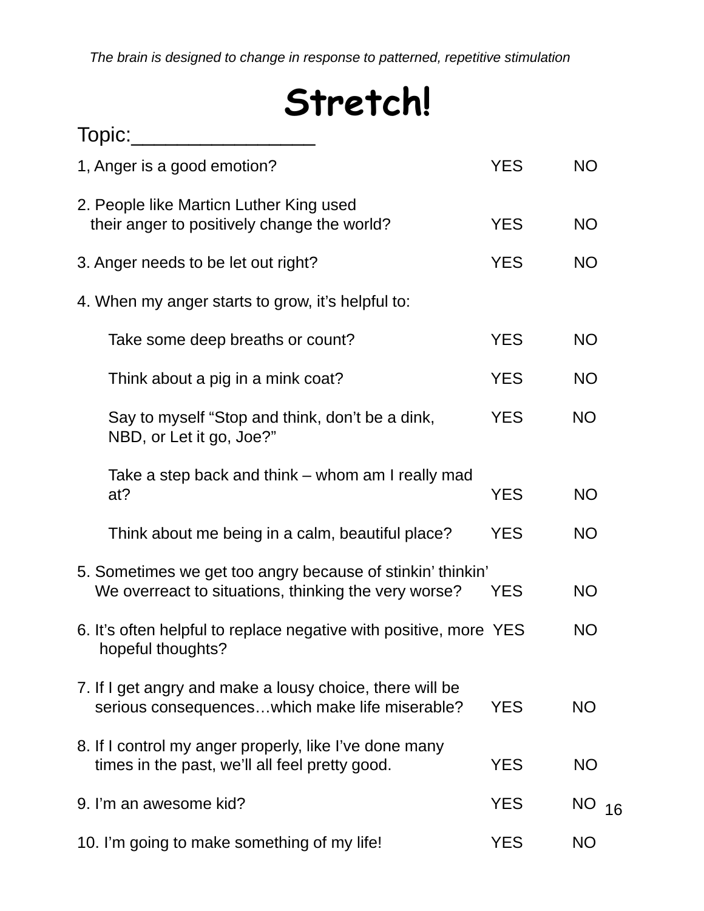*The brain is designed to change in response to patterned, repetitive stimulation*

# Stretch!

Topic:________________

1, Anger is a good emotion? YES NO

2. People like Marticn Luther King used their anger to positively change the world? YES NO

3. Anger needs to be let out right? YES NO

4. When my anger starts to grow, it's helpful to:

   Take some deep breaths or count? YES NO

   Think about a pig in a mink coat? YES NO

   Say to myself "Stop and think, don't be a dink, NBD, or Let it go, Joe?" YES NO

   Take a step back and think – whom am I really mad at? YES NO

   Think about me being in a calm, beautiful place? YES NO

5. Sometimes we get too angry because of stinkin' thinkin' We overreact to situations, thinking the very worse? YES NO

6. It's often helpful to replace negative with positive, more hopeful thoughts? YES NO

7. If I get angry and make a lousy choice, there will be serious consequences…which make life miserable? YES NO

8. If I control my anger properly, like I've done many times in the past, we'll all feel pretty good. YES NO

9. I'm an awesome kid? YES NO

10. I'm going to make something of my life! YES NO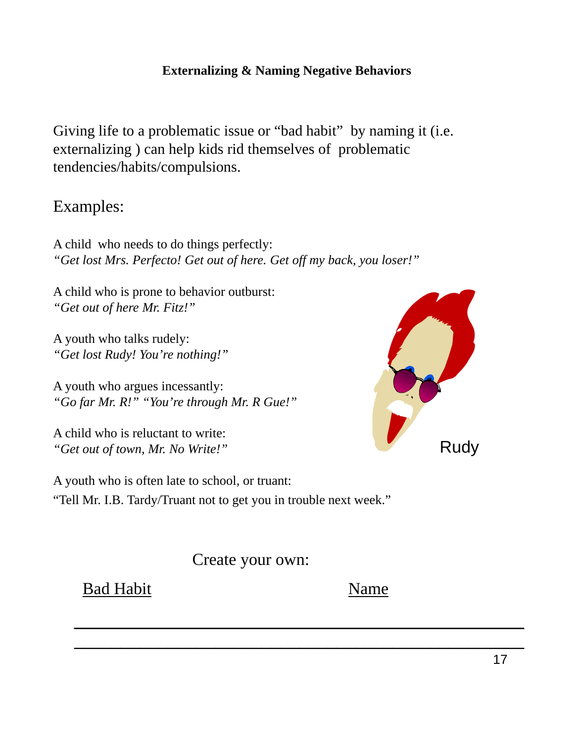**Externalizing & Naming Negative Behaviors**

Giving life to a problematic issue or "bad habit" by naming it (i.e. externalizing ) can help kids rid themselves of problematic tendencies/habits/compulsions.

Examples:

A child who needs to do things perfectly:
*"Get lost Mrs. Perfecto! Get out of here. Get off my back, you loser!"*

A child who is prone to behavior outburst:
*"Get out of here Mr. Fitz!"*

A youth who talks rudely:
*"Get lost Rudy! You're nothing!"*

A youth who argues incessantly:
*"Go far Mr. R!" "You're through Mr. R Gue!"*

A child who is reluctant to write:
*"Get out of town, Mr. No Write!"*

Rudy

A youth who is often late to school, or truant:
"Tell Mr. I.B. Tardy/Truant not to get you in trouble next week."

Create your own:

| Bad Habit | Name |
| --- | --- |
| _______________ | _______________ |
| _______________ | _______________ |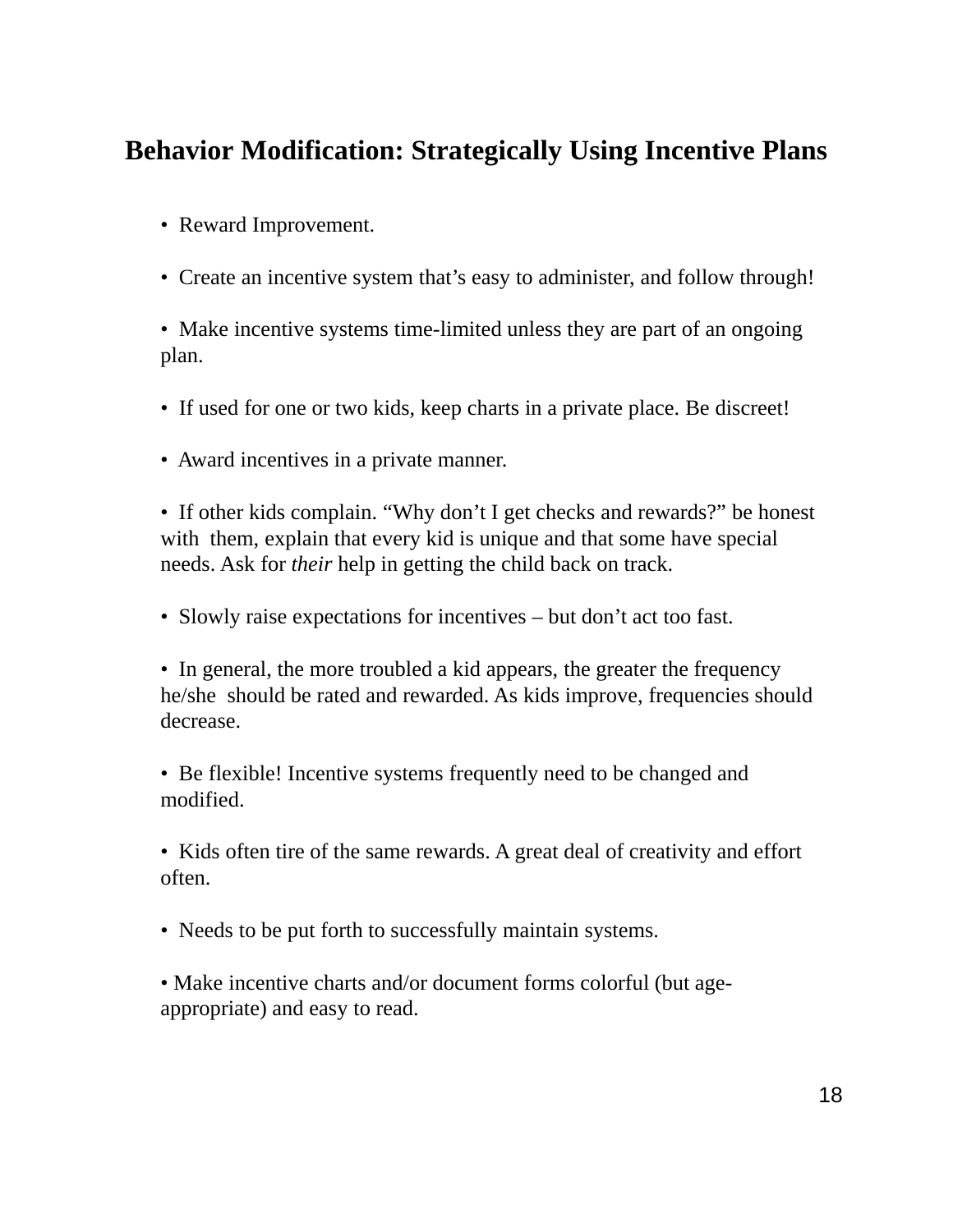## Behavior Modification: Strategically Using Incentive Plans

- Reward Improvement.

- Create an incentive system that's easy to administer, and follow through!

- Make incentive systems time-limited unless they are part of an ongoing plan.

- If used for one or two kids, keep charts in a private place. Be discreet!

- Award incentives in a private manner.

- If other kids complain. "Why don't I get checks and rewards?" be honest with them, explain that every kid is unique and that some have special needs. Ask for *their* help in getting the child back on track.

- Slowly raise expectations for incentives – but don't act too fast.

- In general, the more troubled a kid appears, the greater the frequency he/she should be rated and rewarded. As kids improve, frequencies should decrease.

- Be flexible! Incentive systems frequently need to be changed and modified.

- Kids often tire of the same rewards. A great deal of creativity and effort often.

- Needs to be put forth to successfully maintain systems.

- Make incentive charts and/or document forms colorful (but age-appropriate) and easy to read.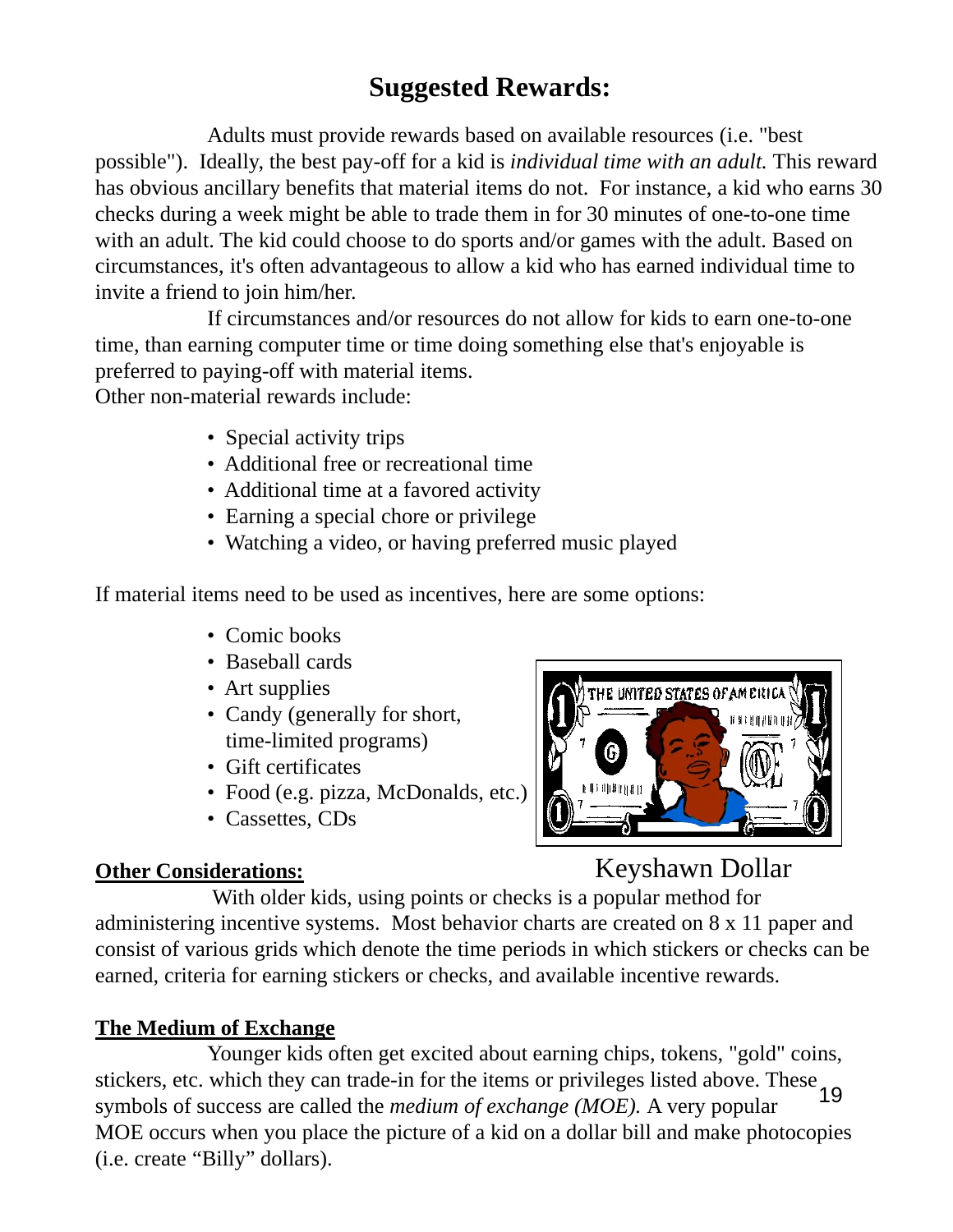# Suggested Rewards:

Adults must provide rewards based on available resources (i.e. "best possible"). Ideally, the best pay-off for a kid is *individual time with an adult.* This reward has obvious ancillary benefits that material items do not. For instance, a kid who earns 30 checks during a week might be able to trade them in for 30 minutes of one-to-one time with an adult. The kid could choose to do sports and/or games with the adult. Based on circumstances, it's often advantageous to allow a kid who has earned individual time to invite a friend to join him/her.

If circumstances and/or resources do not allow for kids to earn one-to-one time, than earning computer time or time doing something else that's enjoyable is preferred to paying-off with material items.

Other non-material rewards include:

- Special activity trips
- Additional free or recreational time
- Additional time at a favored activity
- Earning a special chore or privilege
- Watching a video, or having preferred music played

If material items need to be used as incentives, here are some options:

- Comic books
- Baseball cards
- Art supplies
- Candy (generally for short, time-limited programs)
- Gift certificates
- Food (e.g. pizza, McDonalds, etc.)
- Cassettes, CDs

Keyshawn Dollar

**Other Considerations:**

With older kids, using points or checks is a popular method for administering incentive systems. Most behavior charts are created on 8 x 11 paper and consist of various grids which denote the time periods in which stickers or checks can be earned, criteria for earning stickers or checks, and available incentive rewards.

**The Medium of Exchange**

Younger kids often get excited about earning chips, tokens, "gold" coins, stickers, etc. which they can trade-in for the items or privileges listed above. These symbols of success are called the *medium of exchange (MOE).* A very popular MOE occurs when you place the picture of a kid on a dollar bill and make photocopies (i.e. create "Billy" dollars).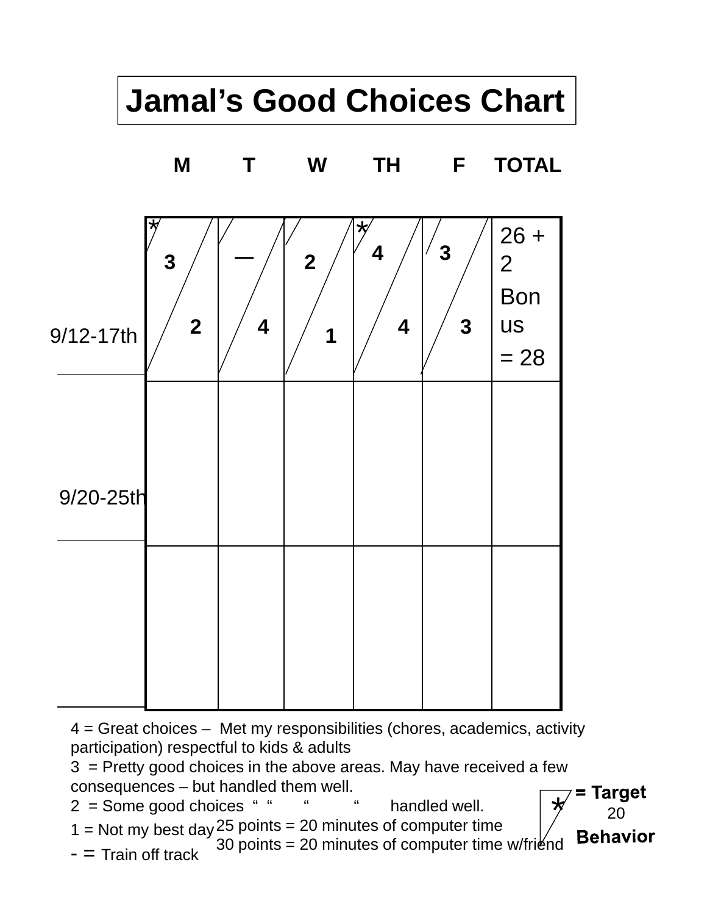# Jamal's Good Choices Chart

| | M | T | W | TH | F | TOTAL |
|---|---|---|---|---|---|---|
| 9/12-17th | * 3 / 2 | — / 4 | 2 / 1 | * 4 / 4 | 3 / 3 | 26 + 2 Bonus = 28 |
| 9/20-25th | | | | | | |
| | | | | | | |

4 = Great choices – Met my responsibilities (chores, academics, activity participation) respectful to kids & adults

3 = Pretty good choices in the above areas. May have received a few consequences – but handled them well.

2 = Some good choices " " " " handled well.

1 = Not my best day

- = Train off track

25 points = 20 minutes of computer time

30 points = 20 minutes of computer time w/friend

* = Target Behavior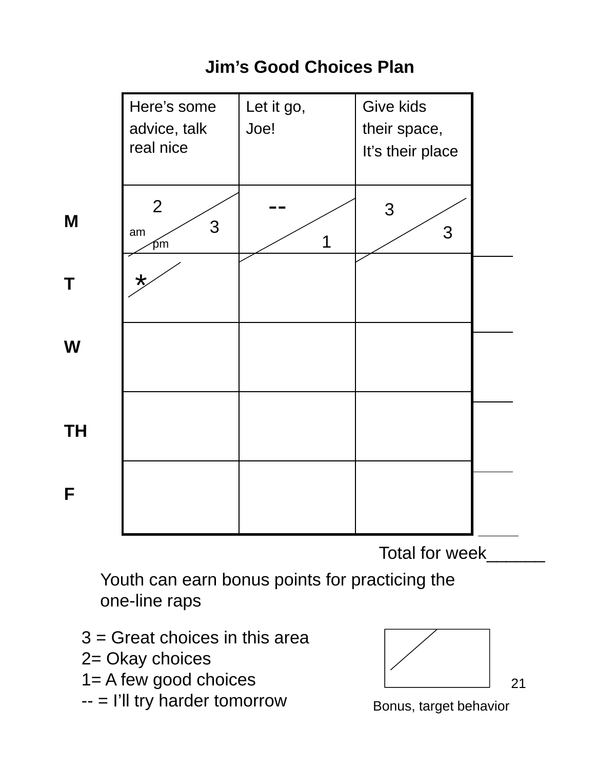# Jim's Good Choices Plan

| | Here's some advice, talk real nice | Let it go, Joe! | Give kids their space, It's their place | |
|---|---|---|---|---|
| M | 2 / 3 (am / pm) | -- / 1 | 3 / 3 | |
| T | * | | | |
| W | | | | |
| TH | | | | |
| F | | | | |

Total for week______

Youth can earn bonus points for practicing the one-line raps

3 = Great choices in this area
2= Okay choices
1= A few good choices
-- = I'll try harder tomorrow

Bonus, target behavior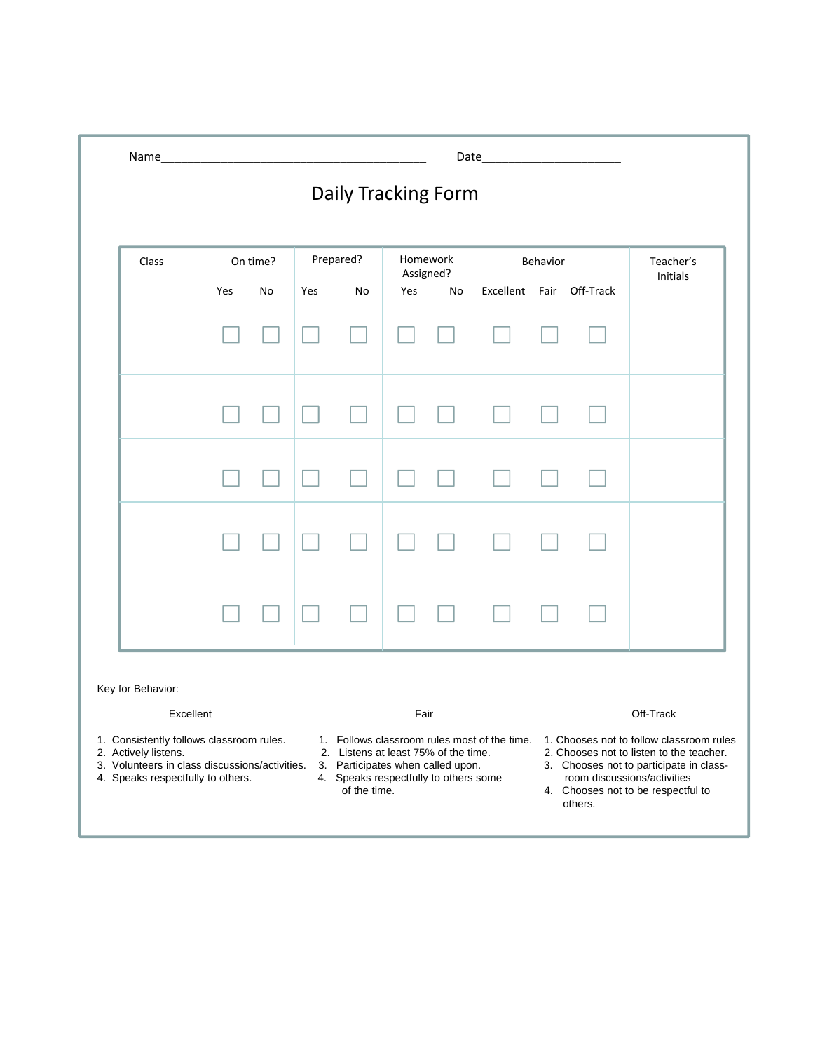Name________________________________________ Date_____________________

# Daily Tracking Form

| Class | On time? | | Prepared? | | Homework Assigned? | | Behavior | | | Teacher's Initials |
|---|---|---|---|---|---|---|---|---|---|---|
| | Yes | No | Yes | No | Yes | No | Excellent | Fair | Off-Track | |
| | ☐ | ☐ | ☐ | ☐ | ☐ | ☐ | ☐ | ☐ | ☐ | |
| | ☐ | ☐ | ☐ | ☐ | ☐ | ☐ | ☐ | ☐ | ☐ | |
| | ☐ | ☐ | ☐ | ☐ | ☐ | ☐ | ☐ | ☐ | ☐ | |
| | ☐ | ☐ | ☐ | ☐ | ☐ | ☐ | ☐ | ☐ | ☐ | |
| | ☐ | ☐ | ☐ | ☐ | ☐ | ☐ | ☐ | ☐ | ☐ | |

Key for Behavior:

**Excellent**

1. Consistently follows classroom rules.
2. Actively listens.
3. Volunteers in class discussions/activities.
4. Speaks respectfully to others.

**Fair**

1. Follows classroom rules most of the time.
2. Listens at least 75% of the time.
3. Participates when called upon.
4. Speaks respectfully to others some of the time.

**Off-Track**

1. Chooses not to follow classroom rules
2. Chooses not to listen to the teacher.
3. Chooses not to participate in class-room discussions/activities
4. Chooses not to be respectful to others.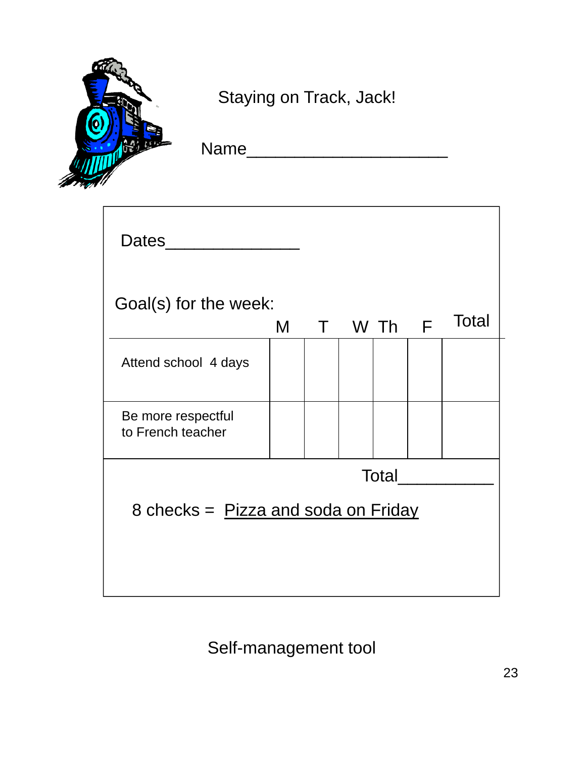Staying on Track, Jack!

Name____________________

Dates_____________

Goal(s) for the week:

| | M | T | W | Th | F | Total |
|---|---|---|---|---|---|---|
| Attend school 4 days | | | | | | |
| Be more respectful to French teacher | | | | | | |

Total__________

8 checks = Pizza and soda on Friday

Self-management tool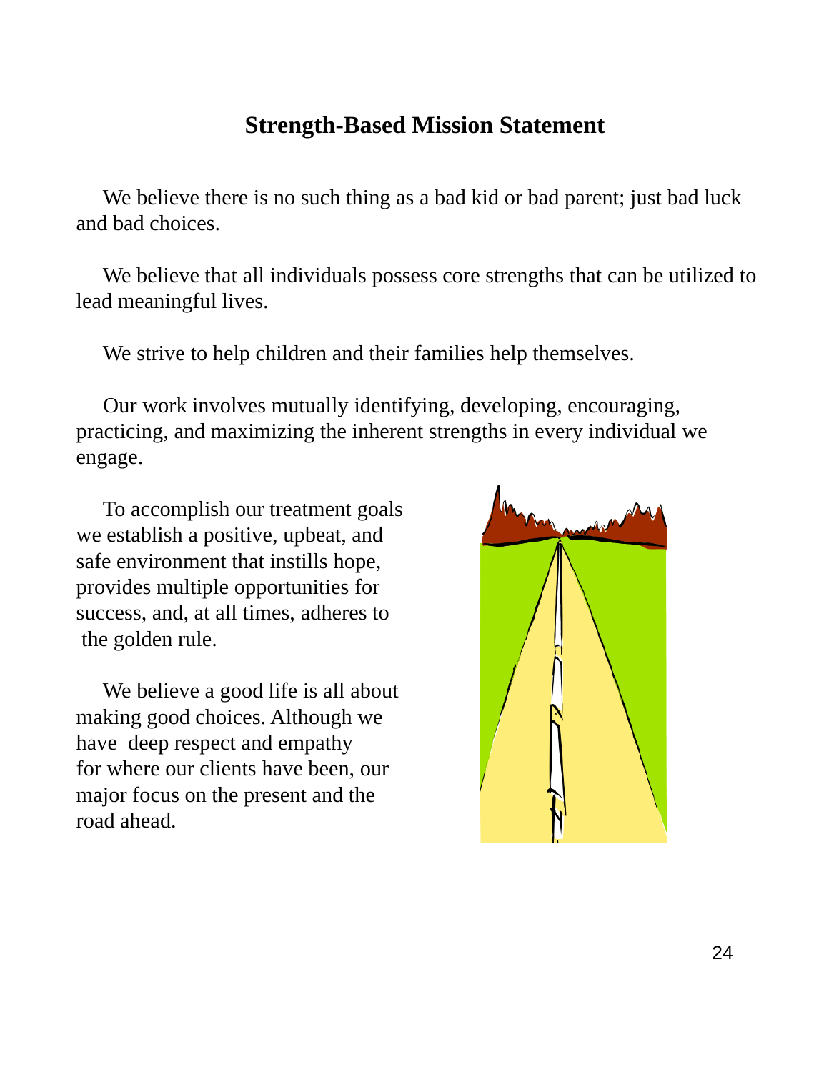## Strength-Based Mission Statement

We believe there is no such thing as a bad kid or bad parent; just bad luck and bad choices.

We believe that all individuals possess core strengths that can be utilized to lead meaningful lives.

We strive to help children and their families help themselves.

Our work involves mutually identifying, developing, encouraging, practicing, and maximizing the inherent strengths in every individual we engage.

To accomplish our treatment goals we establish a positive, upbeat, and safe environment that instills hope, provides multiple opportunities for success, and, at all times, adheres to the golden rule.

We believe a good life is all about making good choices. Although we have deep respect and empathy for where our clients have been, our major focus on the present and the road ahead.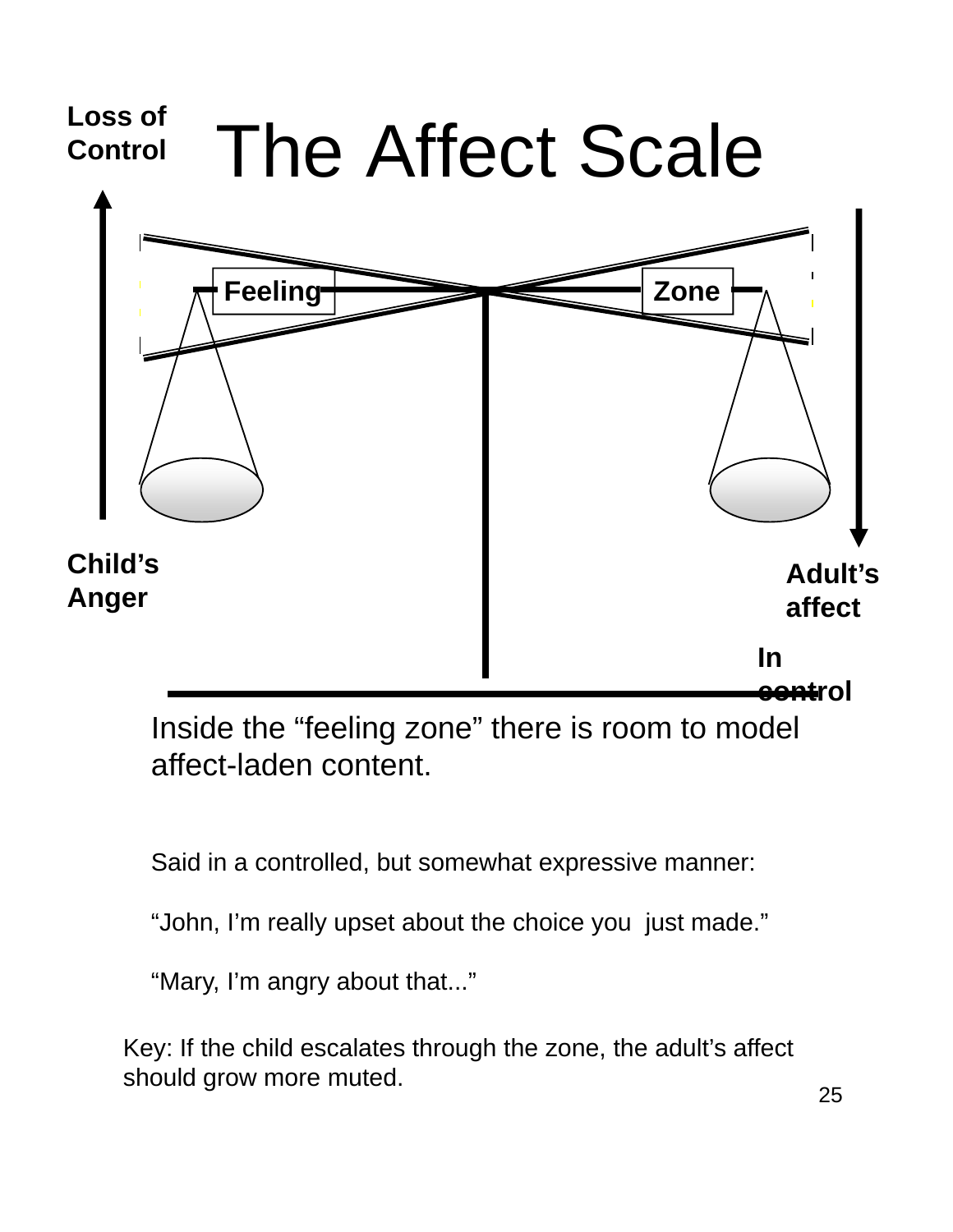# The Affect Scale

**Loss of Control**

**Feeling** **Zone**

**Child's Anger**

**Adult's affect**

**In control**

Inside the "feeling zone" there is room to model affect-laden content.

Said in a controlled, but somewhat expressive manner:

"John, I'm really upset about the choice you just made."

"Mary, I'm angry about that..."

Key: If the child escalates through the zone, the adult's affect should grow more muted.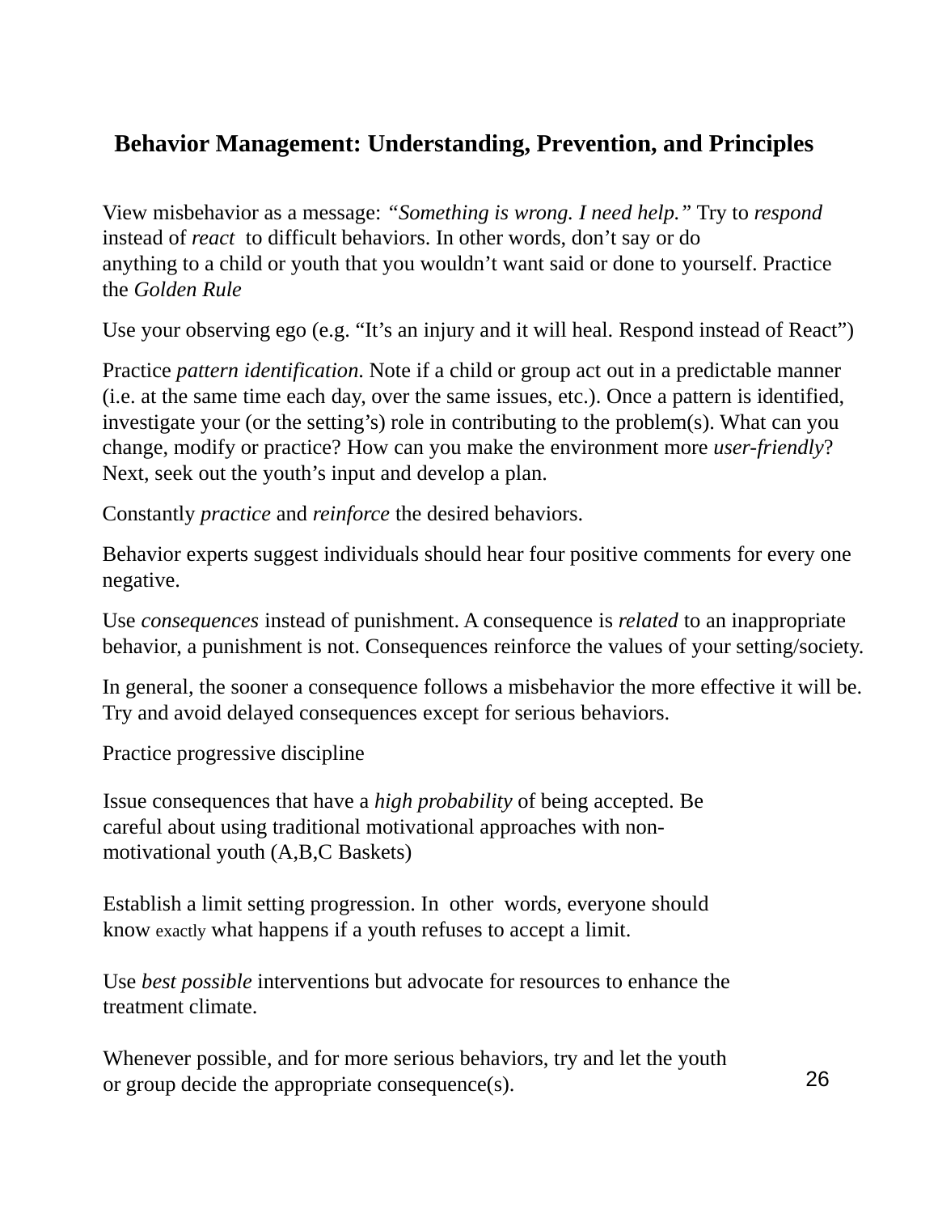## Behavior Management: Understanding, Prevention, and Principles

View misbehavior as a message: *"Something is wrong. I need help."* Try to *respond* instead of *react* to difficult behaviors. In other words, don't say or do anything to a child or youth that you wouldn't want said or done to yourself. Practice the *Golden Rule*

Use your observing ego (e.g. "It's an injury and it will heal. Respond instead of React")

Practice *pattern identification*. Note if a child or group act out in a predictable manner (i.e. at the same time each day, over the same issues, etc.). Once a pattern is identified, investigate your (or the setting's) role in contributing to the problem(s). What can you change, modify or practice? How can you make the environment more *user-friendly*? Next, seek out the youth's input and develop a plan.

Constantly *practice* and *reinforce* the desired behaviors.

Behavior experts suggest individuals should hear four positive comments for every one negative.

Use *consequences* instead of punishment. A consequence is *related* to an inappropriate behavior, a punishment is not. Consequences reinforce the values of your setting/society.

In general, the sooner a consequence follows a misbehavior the more effective it will be. Try and avoid delayed consequences except for serious behaviors.

Practice progressive discipline

Issue consequences that have a *high probability* of being accepted. Be careful about using traditional motivational approaches with non-motivational youth (A,B,C Baskets)

Establish a limit setting progression. In other words, everyone should know exactly what happens if a youth refuses to accept a limit.

Use *best possible* interventions but advocate for resources to enhance the treatment climate.

Whenever possible, and for more serious behaviors, try and let the youth or group decide the appropriate consequence(s).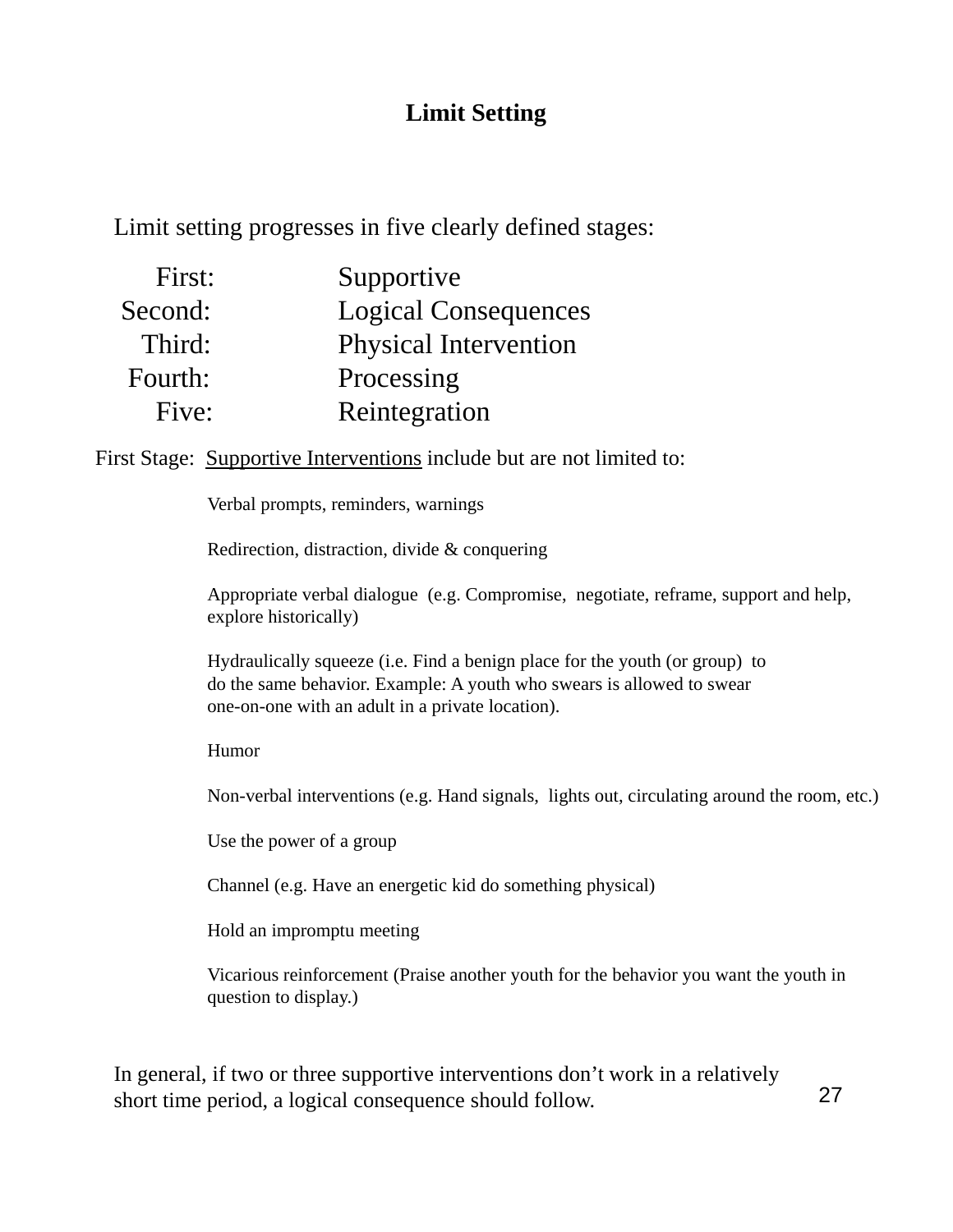# Limit Setting

Limit setting progresses in five clearly defined stages:

| | |
|---|---|
| First: | Supportive |
| Second: | Logical Consequences |
| Third: | Physical Intervention |
| Fourth: | Processing |
| Five: | Reintegration |

First Stage: <u>Supportive Interventions</u> include but are not limited to:

Verbal prompts, reminders, warnings

Redirection, distraction, divide & conquering

Appropriate verbal dialogue (e.g. Compromise, negotiate, reframe, support and help, explore historically)

Hydraulically squeeze (i.e. Find a benign place for the youth (or group) to do the same behavior. Example: A youth who swears is allowed to swear one-on-one with an adult in a private location).

Humor

Non-verbal interventions (e.g. Hand signals, lights out, circulating around the room, etc.)

Use the power of a group

Channel (e.g. Have an energetic kid do something physical)

Hold an impromptu meeting

Vicarious reinforcement (Praise another youth for the behavior you want the youth in question to display.)

In general, if two or three supportive interventions don't work in a relatively short time period, a logical consequence should follow.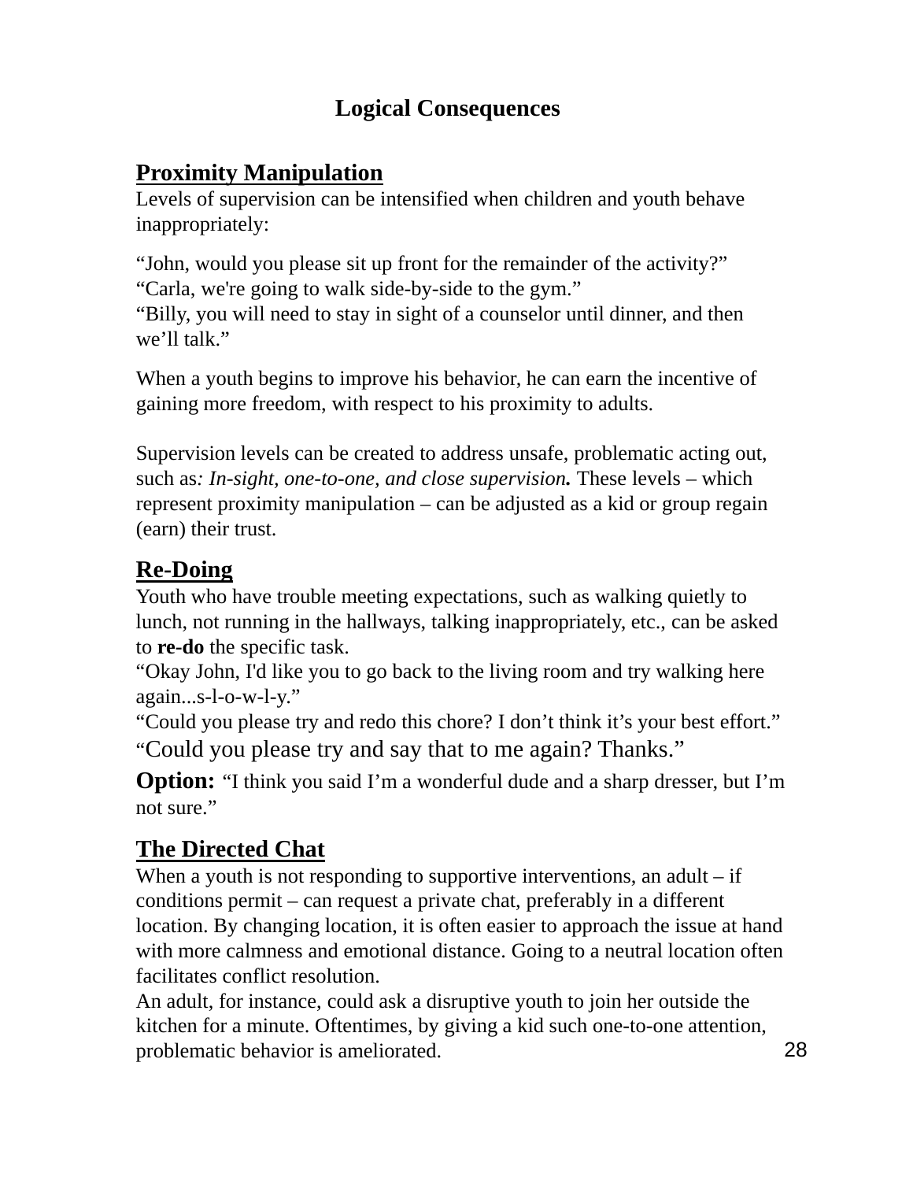# Logical Consequences

## Proximity Manipulation

Levels of supervision can be intensified when children and youth behave inappropriately:

"John, would you please sit up front for the remainder of the activity?"
"Carla, we're going to walk side-by-side to the gym."
"Billy, you will need to stay in sight of a counselor until dinner, and then we'll talk."

When a youth begins to improve his behavior, he can earn the incentive of gaining more freedom, with respect to his proximity to adults.

Supervision levels can be created to address unsafe, problematic acting out, such as*: In-sight, one-to-one, and close supervision.* These levels – which represent proximity manipulation – can be adjusted as a kid or group regain (earn) their trust.

## Re-Doing

Youth who have trouble meeting expectations, such as walking quietly to lunch, not running in the hallways, talking inappropriately, etc., can be asked to **re-do** the specific task.
"Okay John, I'd like you to go back to the living room and try walking here again...s-l-o-w-l-y."
"Could you please try and redo this chore? I don't think it's your best effort."
"Could you please try and say that to me again? Thanks."

**Option:** "I think you said I'm a wonderful dude and a sharp dresser, but I'm not sure."

## The Directed Chat

When a youth is not responding to supportive interventions, an adult – if conditions permit – can request a private chat, preferably in a different location. By changing location, it is often easier to approach the issue at hand with more calmness and emotional distance. Going to a neutral location often facilitates conflict resolution.
An adult, for instance, could ask a disruptive youth to join her outside the kitchen for a minute. Oftentimes, by giving a kid such one-to-one attention, problematic behavior is ameliorated.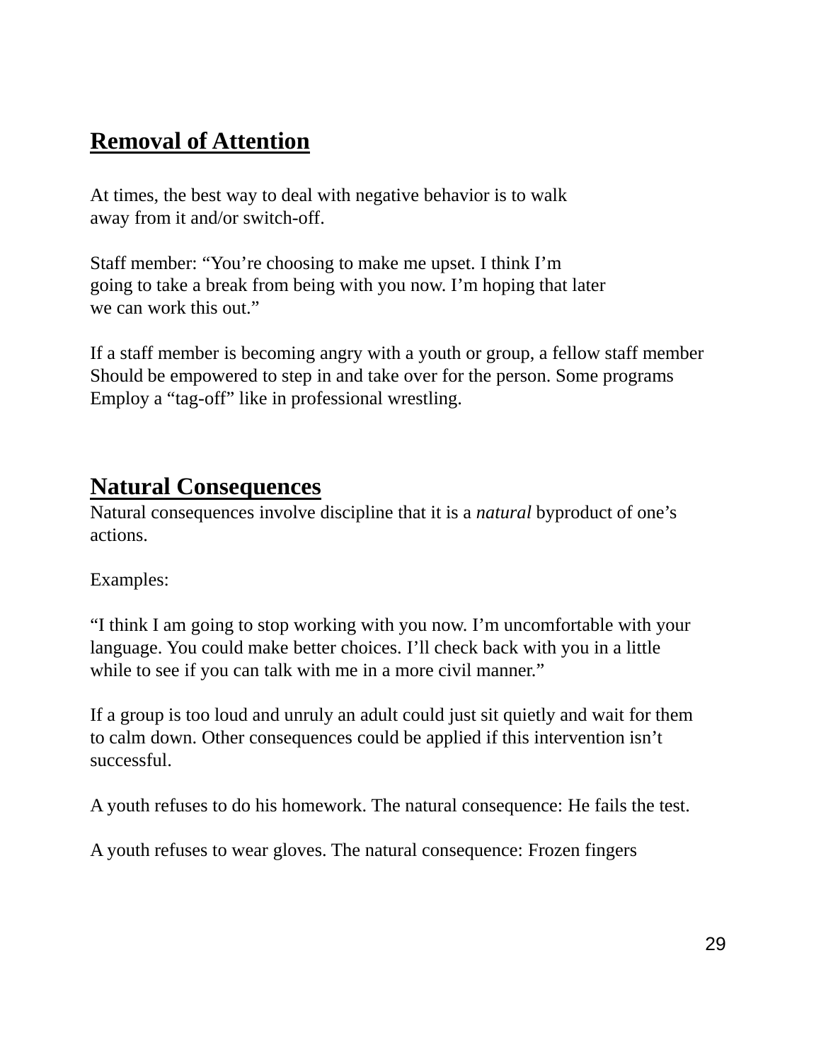## Removal of Attention

At times, the best way to deal with negative behavior is to walk away from it and/or switch-off.

Staff member: "You're choosing to make me upset. I think I'm going to take a break from being with you now. I'm hoping that later we can work this out."

If a staff member is becoming angry with a youth or group, a fellow staff member Should be empowered to step in and take over for the person. Some programs Employ a "tag-off" like in professional wrestling.

## Natural Consequences

Natural consequences involve discipline that it is a *natural* byproduct of one's actions.

Examples:

"I think I am going to stop working with you now. I'm uncomfortable with your language. You could make better choices. I'll check back with you in a little while to see if you can talk with me in a more civil manner."

If a group is too loud and unruly an adult could just sit quietly and wait for them to calm down. Other consequences could be applied if this intervention isn't successful.

A youth refuses to do his homework. The natural consequence: He fails the test.

A youth refuses to wear gloves. The natural consequence: Frozen fingers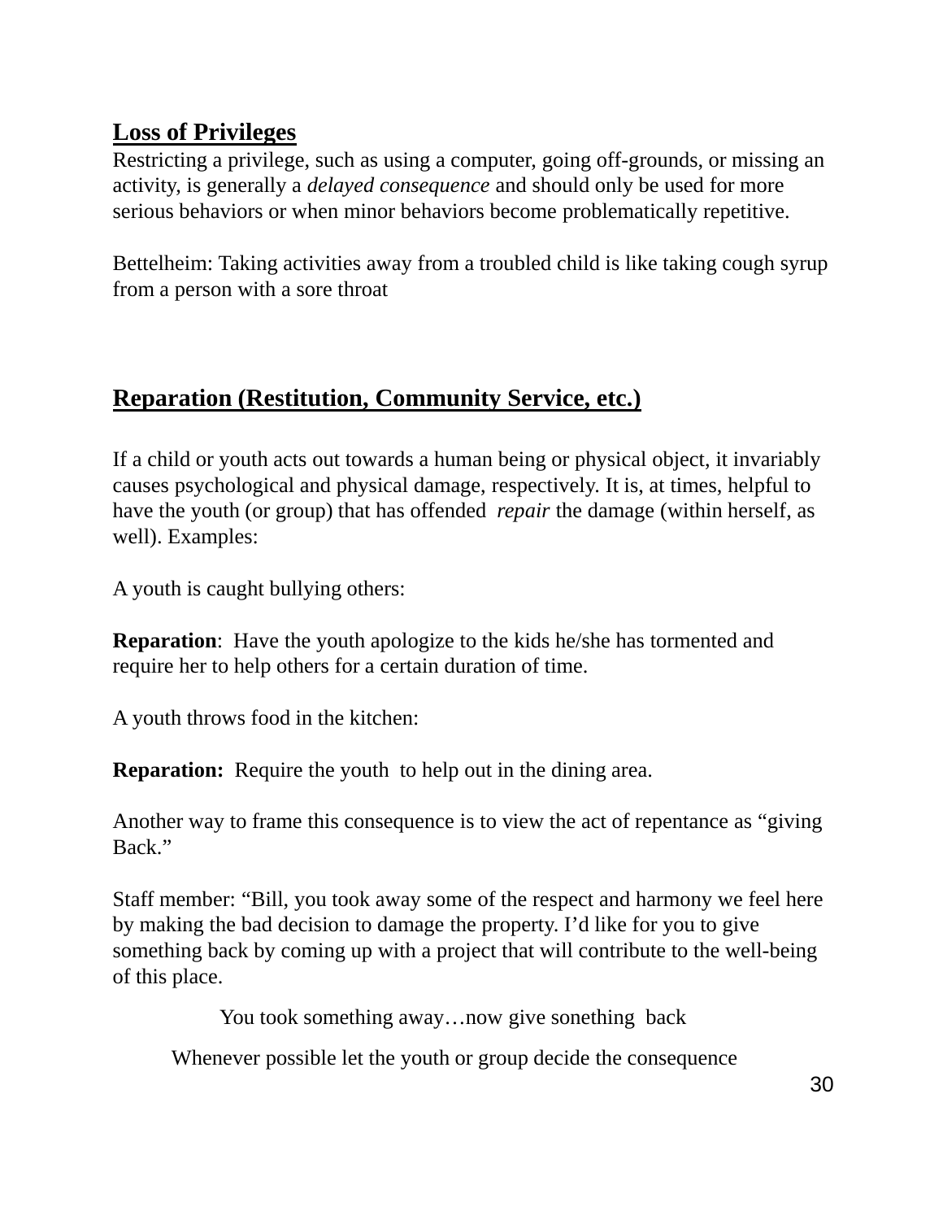## Loss of Privileges

Restricting a privilege, such as using a computer, going off-grounds, or missing an activity, is generally a *delayed consequence* and should only be used for more serious behaviors or when minor behaviors become problematically repetitive.

Bettelheim: Taking activities away from a troubled child is like taking cough syrup from a person with a sore throat

## Reparation (Restitution, Community Service, etc.)

If a child or youth acts out towards a human being or physical object, it invariably causes psychological and physical damage, respectively. It is, at times, helpful to have the youth (or group) that has offended *repair* the damage (within herself, as well). Examples:

A youth is caught bullying others:

**Reparation**: Have the youth apologize to the kids he/she has tormented and require her to help others for a certain duration of time.

A youth throws food in the kitchen:

**Reparation:** Require the youth to help out in the dining area.

Another way to frame this consequence is to view the act of repentance as "giving Back."

Staff member: "Bill, you took away some of the respect and harmony we feel here by making the bad decision to damage the property. I'd like for you to give something back by coming up with a project that will contribute to the well-being of this place.

You took something away…now give sonething back

Whenever possible let the youth or group decide the consequence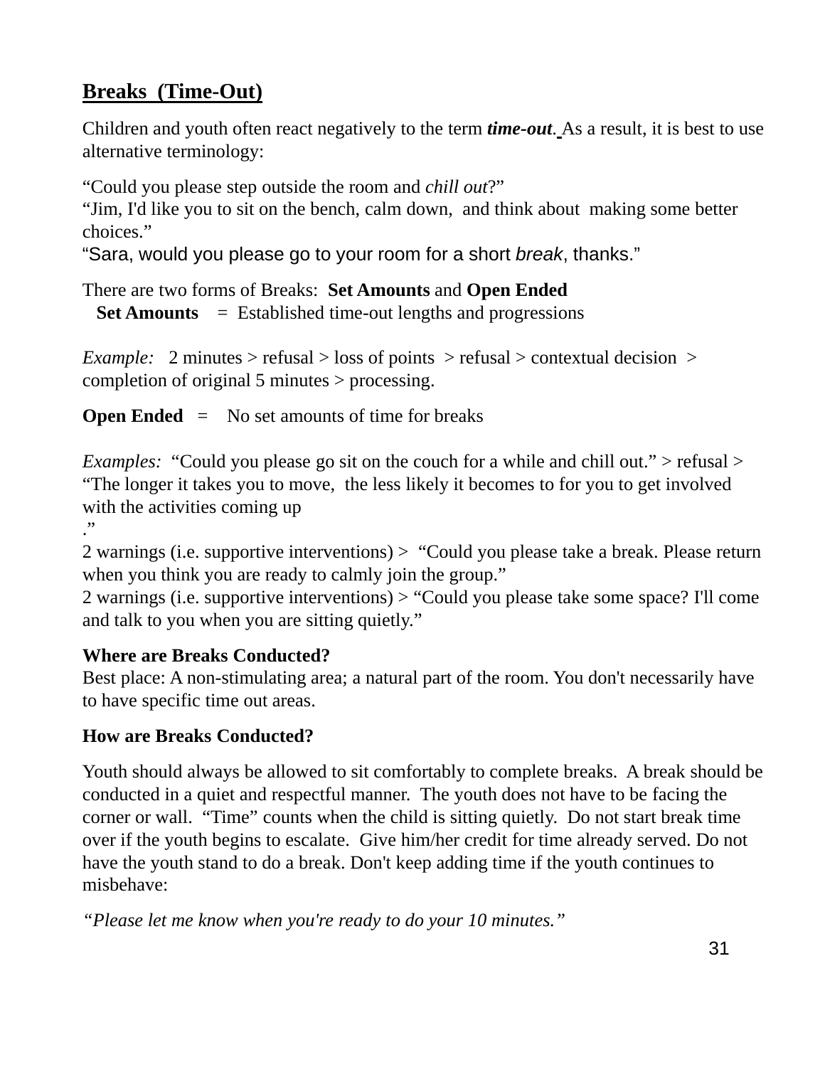## Breaks (Time-Out)

Children and youth often react negatively to the term ***time-out***. As a result, it is best to use alternative terminology:

"Could you please step outside the room and *chill out*?"
"Jim, I'd like you to sit on the bench, calm down, and think about making some better choices."
"Sara, would you please go to your room for a short *break*, thanks."

There are two forms of Breaks: **Set Amounts** and **Open Ended**
**Set Amounts** = Established time-out lengths and progressions

*Example:* 2 minutes > refusal > loss of points > refusal > contextual decision > completion of original 5 minutes > processing.

**Open Ended** = No set amounts of time for breaks

*Examples:* "Could you please go sit on the couch for a while and chill out." > refusal > "The longer it takes you to move, the less likely it becomes to for you to get involved with the activities coming up
."
2 warnings (i.e. supportive interventions) > "Could you please take a break. Please return when you think you are ready to calmly join the group."
2 warnings (i.e. supportive interventions) > "Could you please take some space? I'll come and talk to you when you are sitting quietly."

**Where are Breaks Conducted?**
Best place: A non-stimulating area; a natural part of the room. You don't necessarily have to have specific time out areas.

**How are Breaks Conducted?**

Youth should always be allowed to sit comfortably to complete breaks. A break should be conducted in a quiet and respectful manner. The youth does not have to be facing the corner or wall. "Time" counts when the child is sitting quietly. Do not start break time over if the youth begins to escalate. Give him/her credit for time already served. Do not have the youth stand to do a break. Don't keep adding time if the youth continues to misbehave:

*"Please let me know when you're ready to do your 10 minutes."*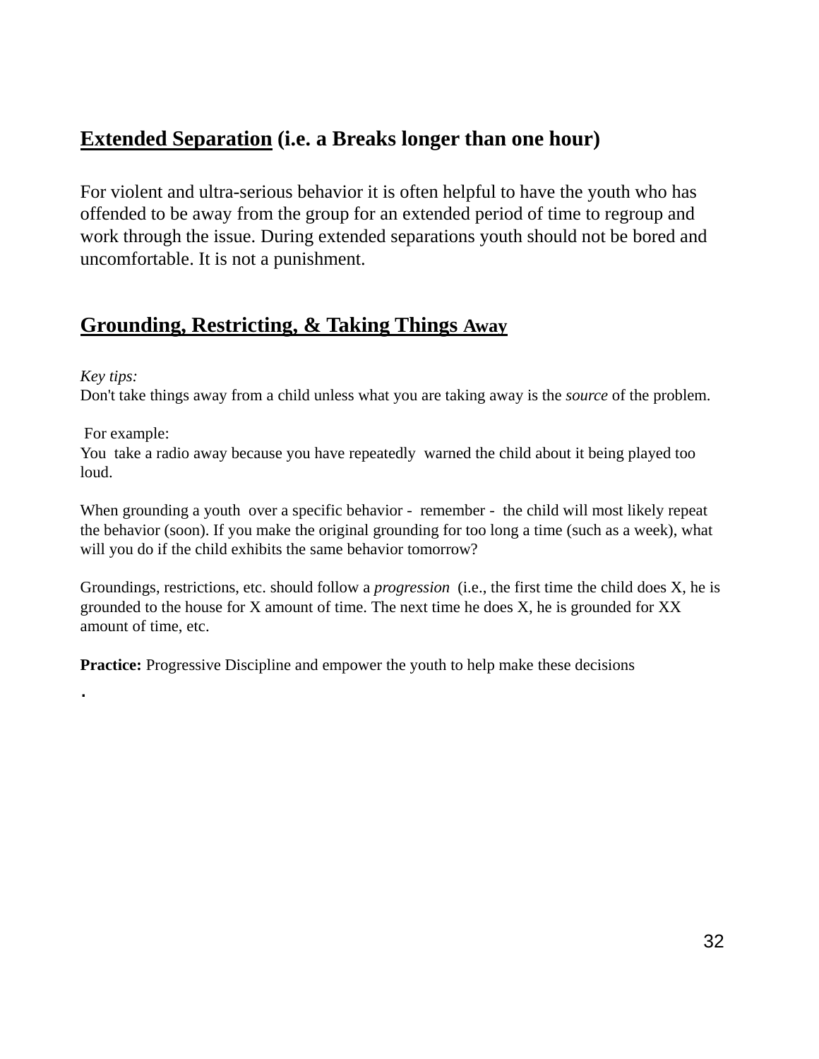## <u>Extended Separation</u> (i.e. a Breaks longer than one hour)

For violent and ultra-serious behavior it is often helpful to have the youth who has offended to be away from the group for an extended period of time to regroup and work through the issue. During extended separations youth should not be bored and uncomfortable. It is not a punishment.

## <u>Grounding, Restricting, & Taking Things Away</u>

*Key tips:*
Don't take things away from a child unless what you are taking away is the *source* of the problem.

For example:
You take a radio away because you have repeatedly warned the child about it being played too loud.

When grounding a youth over a specific behavior - remember - the child will most likely repeat the behavior (soon). If you make the original grounding for too long a time (such as a week), what will you do if the child exhibits the same behavior tomorrow?

Groundings, restrictions, etc. should follow a *progression* (i.e., the first time the child does X, he is grounded to the house for X amount of time. The next time he does X, he is grounded for XX amount of time, etc.

**Practice:** Progressive Discipline and empower the youth to help make these decisions

.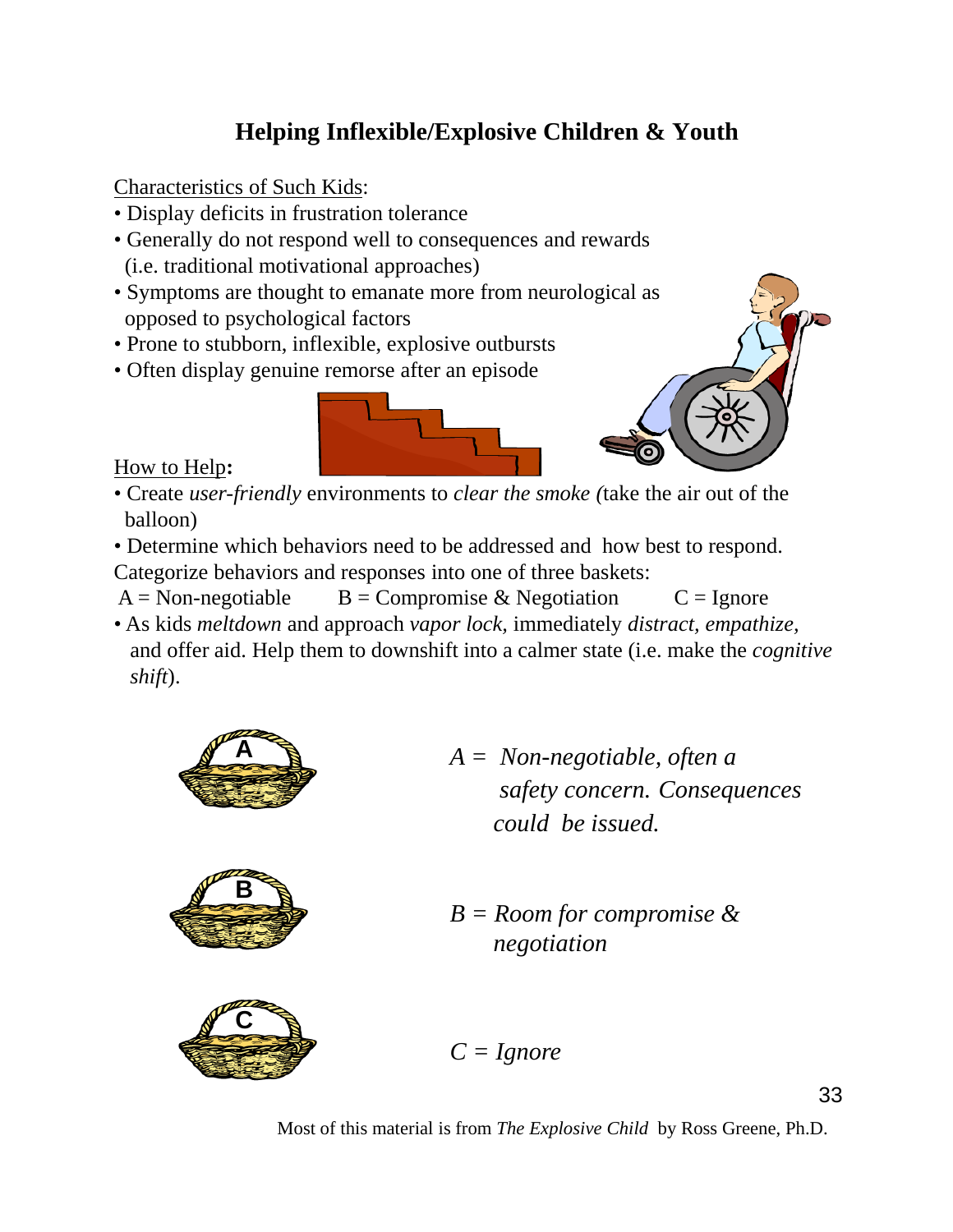# Helping Inflexible/Explosive Children & Youth

Characteristics of Such Kids:

- Display deficits in frustration tolerance
- Generally do not respond well to consequences and rewards (i.e. traditional motivational approaches)
- Symptoms are thought to emanate more from neurological as opposed to psychological factors
- Prone to stubborn, inflexible, explosive outbursts
- Often display genuine remorse after an episode

How to Help**:**

- Create *user-friendly* environments to *clear the smoke (*take the air out of the balloon)
- Determine which behaviors need to be addressed and how best to respond.

Categorize behaviors and responses into one of three baskets:

A = Non-negotiable B = Compromise & Negotiation C = Ignore

- As kids *meltdown* and approach *vapor lock,* immediately *distract, empathize,* and offer aid. Help them to downshift into a calmer state (i.e. make the *cognitive shift*).

A

*A = Non-negotiable, often a safety concern. Consequences could be issued.*

B

*B = Room for compromise & negotiation*

C

*C = Ignore*

Most of this material is from *The Explosive Child* by Ross Greene, Ph.D.